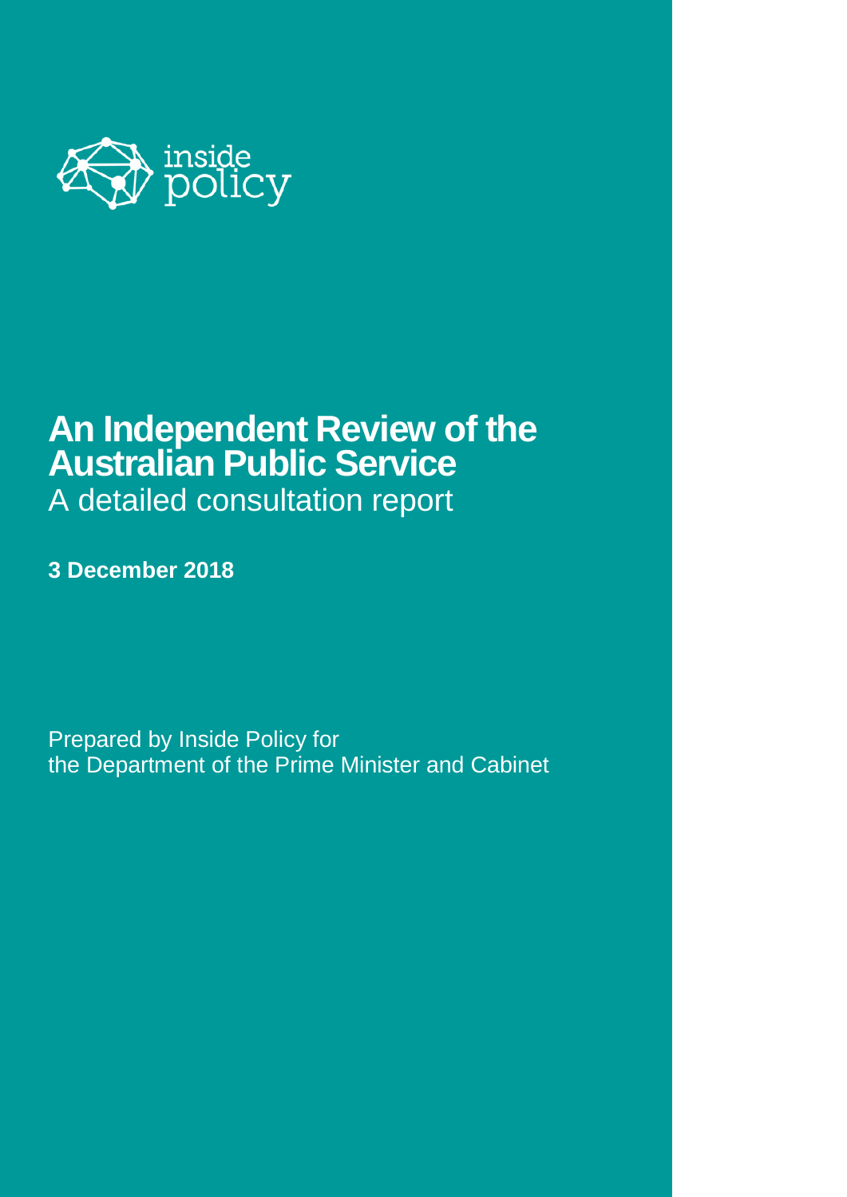inside policy

# An Independent Review of the Australian Public Service

## A detailed consultation report

**3 December 2018**

Prepared by Inside Policy for
the Department of the Prime Minister and Cabinet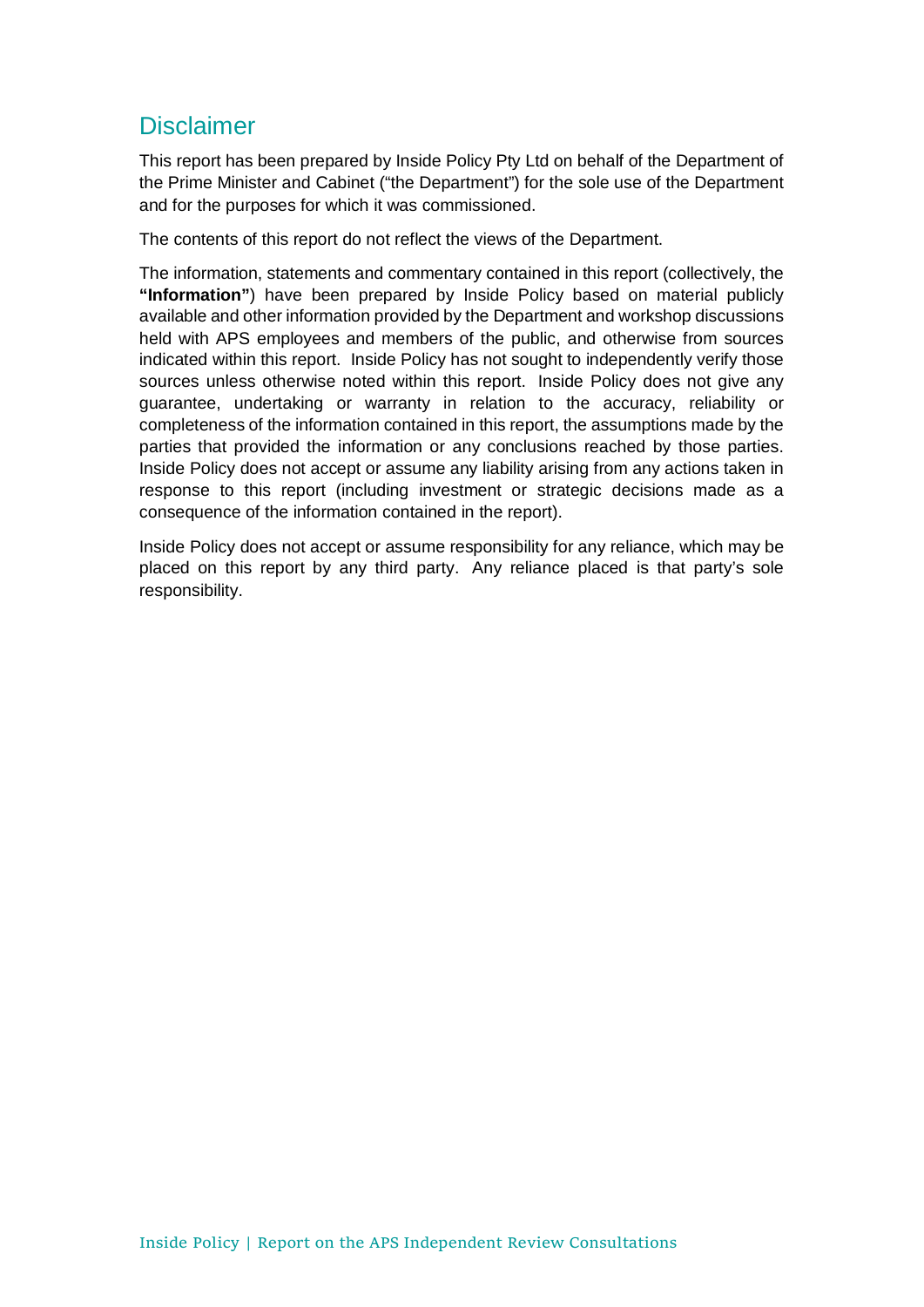## Disclaimer

This report has been prepared by Inside Policy Pty Ltd on behalf of the Department of the Prime Minister and Cabinet ("the Department") for the sole use of the Department and for the purposes for which it was commissioned.

The contents of this report do not reflect the views of the Department.

The information, statements and commentary contained in this report (collectively, the **"Information"**) have been prepared by Inside Policy based on material publicly available and other information provided by the Department and workshop discussions held with APS employees and members of the public, and otherwise from sources indicated within this report. Inside Policy has not sought to independently verify those sources unless otherwise noted within this report. Inside Policy does not give any guarantee, undertaking or warranty in relation to the accuracy, reliability or completeness of the information contained in this report, the assumptions made by the parties that provided the information or any conclusions reached by those parties. Inside Policy does not accept or assume any liability arising from any actions taken in response to this report (including investment or strategic decisions made as a consequence of the information contained in the report).

Inside Policy does not accept or assume responsibility for any reliance, which may be placed on this report by any third party. Any reliance placed is that party's sole responsibility.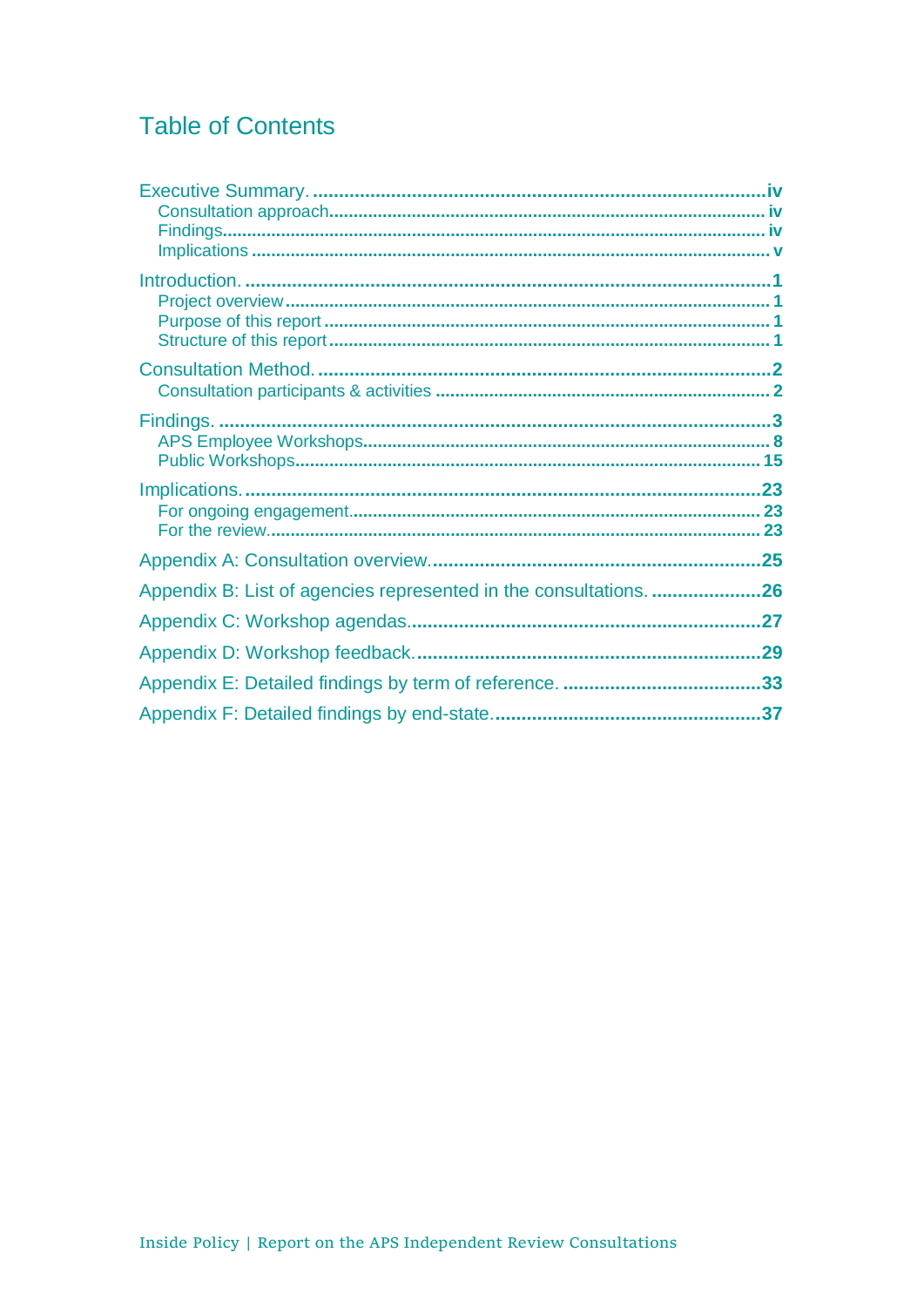# Table of Contents

Executive Summary. ..... iv
- Consultation approach ..... iv
- Findings ..... iv
- Implications ..... v

Introduction. ..... 1
- Project overview ..... 1
- Purpose of this report ..... 1
- Structure of this report ..... 1

Consultation Method. ..... 2
- Consultation participants & activities ..... 2

Findings. ..... 3
- APS Employee Workshops ..... 8
- Public Workshops ..... 15

Implications. ..... 23
- For ongoing engagement ..... 23
- For the review ..... 23

Appendix A: Consultation overview. ..... 25

Appendix B: List of agencies represented in the consultations. ..... 26

Appendix C: Workshop agendas ..... 27

Appendix D: Workshop feedback. ..... 29

Appendix E: Detailed findings by term of reference. ..... 33

Appendix F: Detailed findings by end-state. ..... 37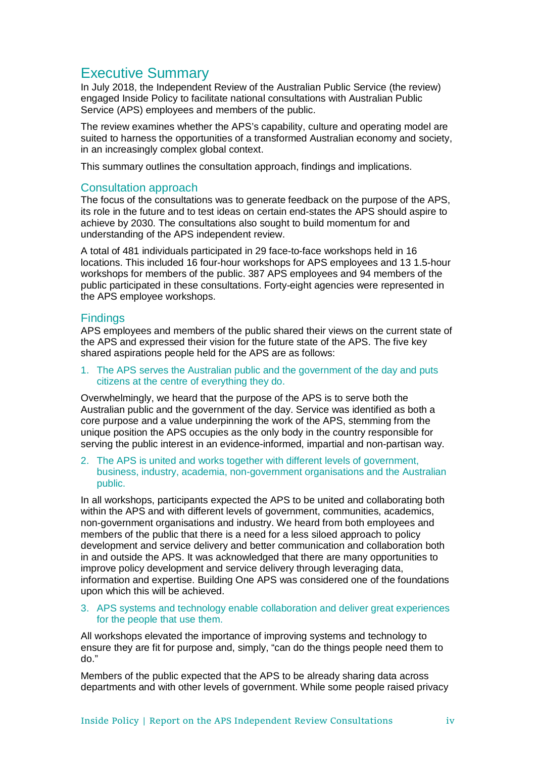# Executive Summary

In July 2018, the Independent Review of the Australian Public Service (the review) engaged Inside Policy to facilitate national consultations with Australian Public Service (APS) employees and members of the public.

The review examines whether the APS's capability, culture and operating model are suited to harness the opportunities of a transformed Australian economy and society, in an increasingly complex global context.

This summary outlines the consultation approach, findings and implications.

## Consultation approach

The focus of the consultations was to generate feedback on the purpose of the APS, its role in the future and to test ideas on certain end-states the APS should aspire to achieve by 2030. The consultations also sought to build momentum for and understanding of the APS independent review.

A total of 481 individuals participated in 29 face-to-face workshops held in 16 locations. This included 16 four-hour workshops for APS employees and 13 1.5-hour workshops for members of the public. 387 APS employees and 94 members of the public participated in these consultations. Forty-eight agencies were represented in the APS employee workshops.

## Findings

APS employees and members of the public shared their views on the current state of the APS and expressed their vision for the future state of the APS. The five key shared aspirations people held for the APS are as follows:

1. The APS serves the Australian public and the government of the day and puts citizens at the centre of everything they do.

Overwhelmingly, we heard that the purpose of the APS is to serve both the Australian public and the government of the day. Service was identified as both a core purpose and a value underpinning the work of the APS, stemming from the unique position the APS occupies as the only body in the country responsible for serving the public interest in an evidence-informed, impartial and non-partisan way.

2. The APS is united and works together with different levels of government, business, industry, academia, non-government organisations and the Australian public.

In all workshops, participants expected the APS to be united and collaborating both within the APS and with different levels of government, communities, academics, non-government organisations and industry. We heard from both employees and members of the public that there is a need for a less siloed approach to policy development and service delivery and better communication and collaboration both in and outside the APS. It was acknowledged that there are many opportunities to improve policy development and service delivery through leveraging data, information and expertise. Building One APS was considered one of the foundations upon which this will be achieved.

3. APS systems and technology enable collaboration and deliver great experiences for the people that use them.

All workshops elevated the importance of improving systems and technology to ensure they are fit for purpose and, simply, "can do the things people need them to do."

Members of the public expected that the APS to be already sharing data across departments and with other levels of government. While some people raised privacy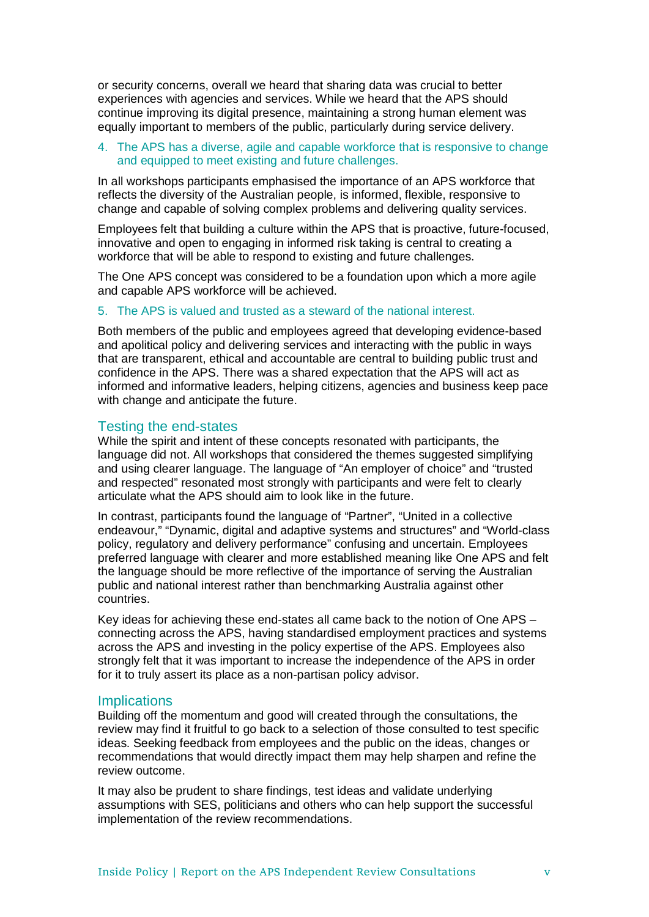or security concerns, overall we heard that sharing data was crucial to better experiences with agencies and services. While we heard that the APS should continue improving its digital presence, maintaining a strong human element was equally important to members of the public, particularly during service delivery.

4. The APS has a diverse, agile and capable workforce that is responsive to change and equipped to meet existing and future challenges.

In all workshops participants emphasised the importance of an APS workforce that reflects the diversity of the Australian people, is informed, flexible, responsive to change and capable of solving complex problems and delivering quality services.

Employees felt that building a culture within the APS that is proactive, future-focused, innovative and open to engaging in informed risk taking is central to creating a workforce that will be able to respond to existing and future challenges.

The One APS concept was considered to be a foundation upon which a more agile and capable APS workforce will be achieved.

5. The APS is valued and trusted as a steward of the national interest.

Both members of the public and employees agreed that developing evidence-based and apolitical policy and delivering services and interacting with the public in ways that are transparent, ethical and accountable are central to building public trust and confidence in the APS. There was a shared expectation that the APS will act as informed and informative leaders, helping citizens, agencies and business keep pace with change and anticipate the future.

## Testing the end-states

While the spirit and intent of these concepts resonated with participants, the language did not. All workshops that considered the themes suggested simplifying and using clearer language. The language of "An employer of choice" and "trusted and respected" resonated most strongly with participants and were felt to clearly articulate what the APS should aim to look like in the future.

In contrast, participants found the language of "Partner", "United in a collective endeavour," "Dynamic, digital and adaptive systems and structures" and "World-class policy, regulatory and delivery performance" confusing and uncertain. Employees preferred language with clearer and more established meaning like One APS and felt the language should be more reflective of the importance of serving the Australian public and national interest rather than benchmarking Australia against other countries.

Key ideas for achieving these end-states all came back to the notion of One APS – connecting across the APS, having standardised employment practices and systems across the APS and investing in the policy expertise of the APS. Employees also strongly felt that it was important to increase the independence of the APS in order for it to truly assert its place as a non-partisan policy advisor.

## Implications

Building off the momentum and good will created through the consultations, the review may find it fruitful to go back to a selection of those consulted to test specific ideas. Seeking feedback from employees and the public on the ideas, changes or recommendations that would directly impact them may help sharpen and refine the review outcome.

It may also be prudent to share findings, test ideas and validate underlying assumptions with SES, politicians and others who can help support the successful implementation of the review recommendations.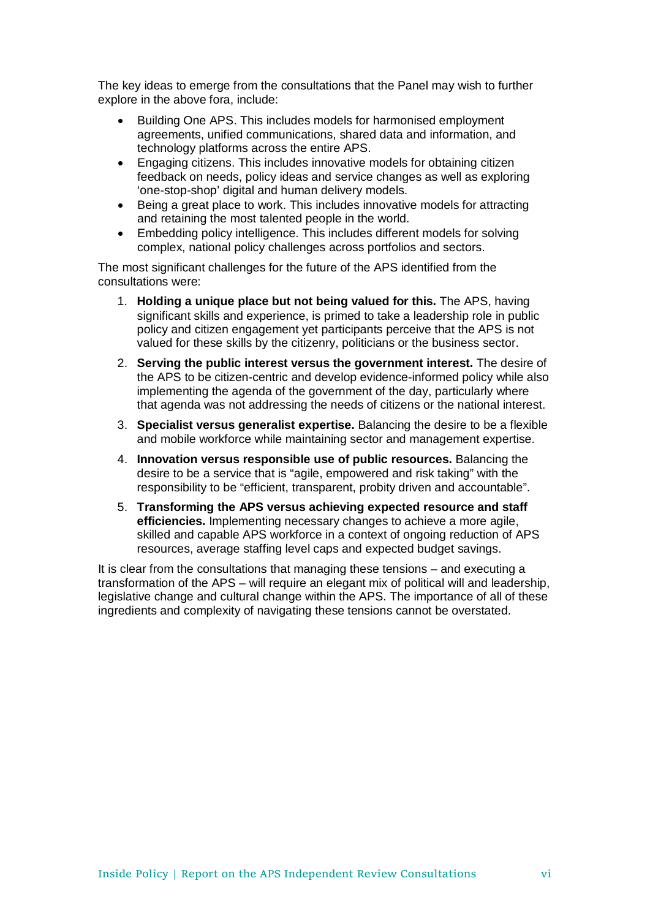The key ideas to emerge from the consultations that the Panel may wish to further explore in the above fora, include:

- Building One APS. This includes models for harmonised employment agreements, unified communications, shared data and information, and technology platforms across the entire APS.
- Engaging citizens. This includes innovative models for obtaining citizen feedback on needs, policy ideas and service changes as well as exploring 'one-stop-shop' digital and human delivery models.
- Being a great place to work. This includes innovative models for attracting and retaining the most talented people in the world.
- Embedding policy intelligence. This includes different models for solving complex, national policy challenges across portfolios and sectors.

The most significant challenges for the future of the APS identified from the consultations were:

1. **Holding a unique place but not being valued for this.** The APS, having significant skills and experience, is primed to take a leadership role in public policy and citizen engagement yet participants perceive that the APS is not valued for these skills by the citizenry, politicians or the business sector.
2. **Serving the public interest versus the government interest.** The desire of the APS to be citizen-centric and develop evidence-informed policy while also implementing the agenda of the government of the day, particularly where that agenda was not addressing the needs of citizens or the national interest.
3. **Specialist versus generalist expertise.** Balancing the desire to be a flexible and mobile workforce while maintaining sector and management expertise.
4. **Innovation versus responsible use of public resources.** Balancing the desire to be a service that is "agile, empowered and risk taking" with the responsibility to be "efficient, transparent, probity driven and accountable".
5. **Transforming the APS versus achieving expected resource and staff efficiencies.** Implementing necessary changes to achieve a more agile, skilled and capable APS workforce in a context of ongoing reduction of APS resources, average staffing level caps and expected budget savings.

It is clear from the consultations that managing these tensions – and executing a transformation of the APS – will require an elegant mix of political will and leadership, legislative change and cultural change within the APS. The importance of all of these ingredients and complexity of navigating these tensions cannot be overstated.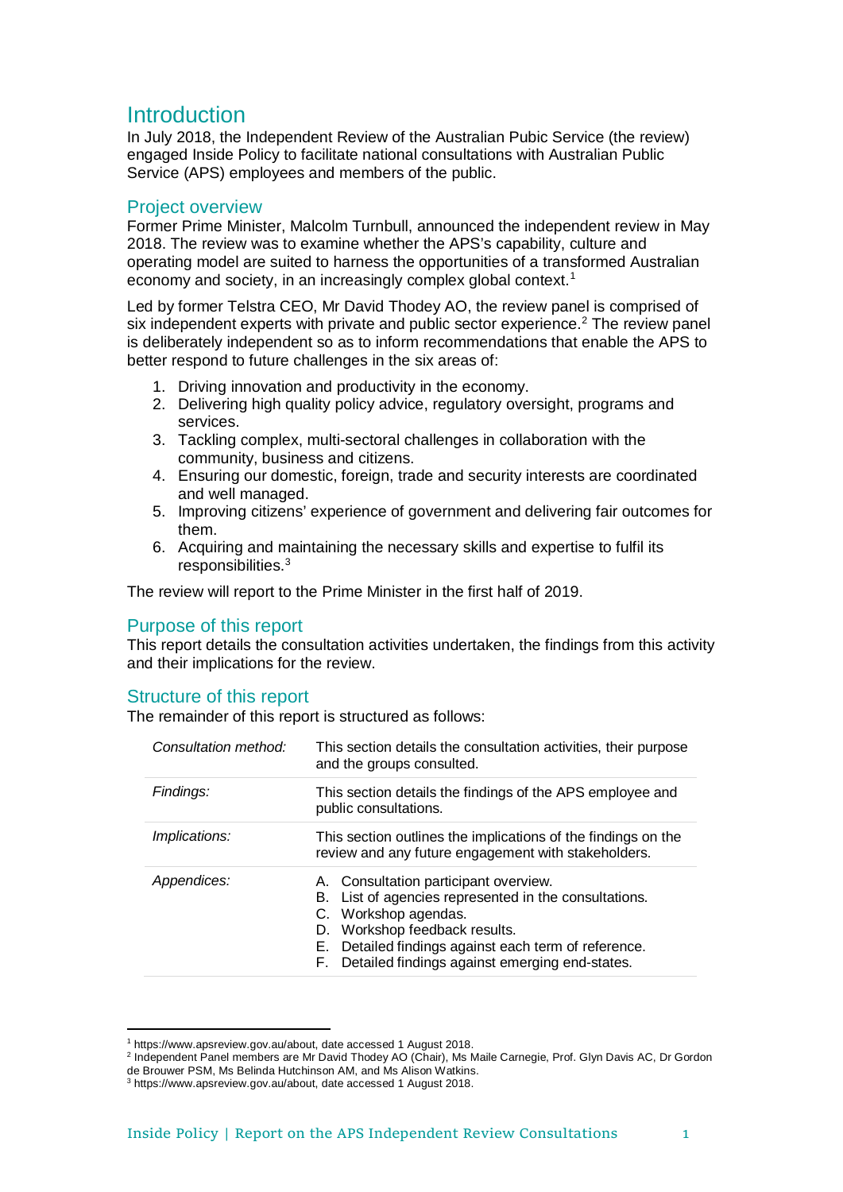# Introduction

In July 2018, the Independent Review of the Australian Pubic Service (the review) engaged Inside Policy to facilitate national consultations with Australian Public Service (APS) employees and members of the public.

## Project overview

Former Prime Minister, Malcolm Turnbull, announced the independent review in May 2018. The review was to examine whether the APS's capability, culture and operating model are suited to harness the opportunities of a transformed Australian economy and society, in an increasingly complex global context.[1]

Led by former Telstra CEO, Mr David Thodey AO, the review panel is comprised of six independent experts with private and public sector experience.[2] The review panel is deliberately independent so as to inform recommendations that enable the APS to better respond to future challenges in the six areas of:

1. Driving innovation and productivity in the economy.
2. Delivering high quality policy advice, regulatory oversight, programs and services.
3. Tackling complex, multi-sectoral challenges in collaboration with the community, business and citizens.
4. Ensuring our domestic, foreign, trade and security interests are coordinated and well managed.
5. Improving citizens' experience of government and delivering fair outcomes for them.
6. Acquiring and maintaining the necessary skills and expertise to fulfil its responsibilities.[3]

The review will report to the Prime Minister in the first half of 2019.

## Purpose of this report

This report details the consultation activities undertaken, the findings from this activity and their implications for the review.

## Structure of this report

The remainder of this report is structured as follows:

| | |
|---|---|
| *Consultation method:* | This section details the consultation activities, their purpose and the groups consulted. |
| *Findings:* | This section details the findings of the APS employee and public consultations. |
| *Implications:* | This section outlines the implications of the findings on the review and any future engagement with stakeholders. |
| *Appendices:* | A. Consultation participant overview.<br>B. List of agencies represented in the consultations.<br>C. Workshop agendas.<br>D. Workshop feedback results.<br>E. Detailed findings against each term of reference.<br>F. Detailed findings against emerging end-states. |

---

[1] https://www.apsreview.gov.au/about, date accessed 1 August 2018.

[2] Independent Panel members are Mr David Thodey AO (Chair), Ms Maile Carnegie, Prof. Glyn Davis AC, Dr Gordon de Brouwer PSM, Ms Belinda Hutchinson AM, and Ms Alison Watkins.

[3] https://www.apsreview.gov.au/about, date accessed 1 August 2018.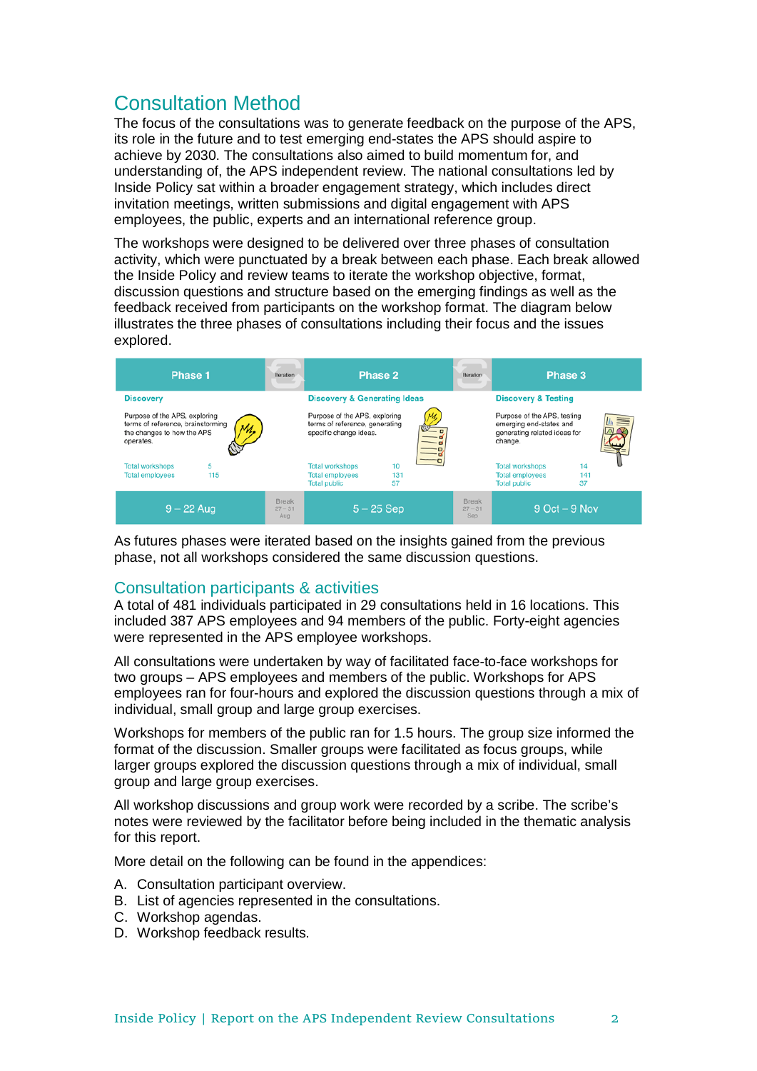## Consultation Method

The focus of the consultations was to generate feedback on the purpose of the APS, its role in the future and to test emerging end-states the APS should aspire to achieve by 2030. The consultations also aimed to build momentum for, and understanding of, the APS independent review. The national consultations led by Inside Policy sat within a broader engagement strategy, which includes direct invitation meetings, written submissions and digital engagement with APS employees, the public, experts and an international reference group.

The workshops were designed to be delivered over three phases of consultation activity, which were punctuated by a break between each phase. Each break allowed the Inside Policy and review teams to iterate the workshop objective, format, discussion questions and structure based on the emerging findings as well as the feedback received from participants on the workshop format. The diagram below illustrates the three phases of consultations including their focus and the issues explored.

| Phase 1 | Iteration | Phase 2 | Iteration | Phase 3 |
|---|---|---|---|---|
| **Discovery** | | **Discovery & Generating Ideas** | | **Discovery & Testing** |
| Purpose of the APS, exploring terms of reference, brainstorming the changes to how the APS operates. | | Purpose of the APS, exploring terms of reference, generating specific change ideas. | | Purpose of the APS, testing emerging end-states and generating related ideas for change. |
| Total workshops 5<br>Total employees 115 | | Total workshops 10<br>Total employees 131<br>Total public 57 | | Total workshops 14<br>Total employees 141<br>Total public 37 |
| 9 – 22 Aug | Break 27 – 31 Aug | 5 – 25 Sep | Break 27 – 31 Sep | 9 Oct – 9 Nov |

As futures phases were iterated based on the insights gained from the previous phase, not all workshops considered the same discussion questions.

## Consultation participants & activities

A total of 481 individuals participated in 29 consultations held in 16 locations. This included 387 APS employees and 94 members of the public. Forty-eight agencies were represented in the APS employee workshops.

All consultations were undertaken by way of facilitated face-to-face workshops for two groups – APS employees and members of the public. Workshops for APS employees ran for four-hours and explored the discussion questions through a mix of individual, small group and large group exercises.

Workshops for members of the public ran for 1.5 hours. The group size informed the format of the discussion. Smaller groups were facilitated as focus groups, while larger groups explored the discussion questions through a mix of individual, small group and large group exercises.

All workshop discussions and group work were recorded by a scribe. The scribe's notes were reviewed by the facilitator before being included in the thematic analysis for this report.

More detail on the following can be found in the appendices:

A. Consultation participant overview.
B. List of agencies represented in the consultations.
C. Workshop agendas.
D. Workshop feedback results.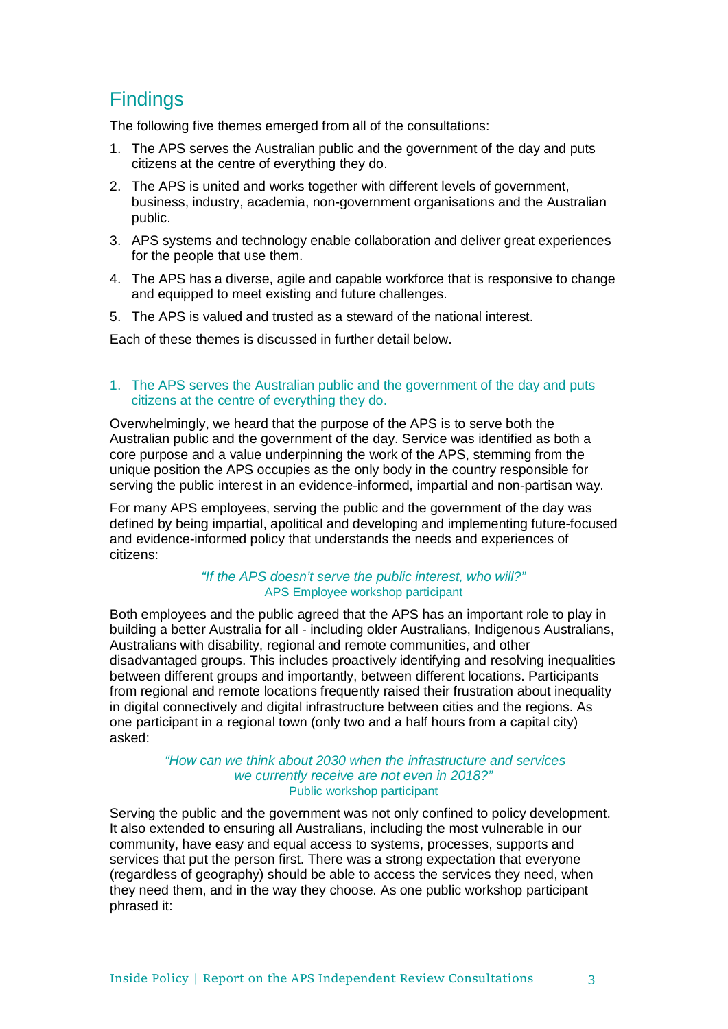## Findings

The following five themes emerged from all of the consultations:

1. The APS serves the Australian public and the government of the day and puts citizens at the centre of everything they do.
2. The APS is united and works together with different levels of government, business, industry, academia, non-government organisations and the Australian public.
3. APS systems and technology enable collaboration and deliver great experiences for the people that use them.
4. The APS has a diverse, agile and capable workforce that is responsive to change and equipped to meet existing and future challenges.
5. The APS is valued and trusted as a steward of the national interest.

Each of these themes is discussed in further detail below.

### 1. The APS serves the Australian public and the government of the day and puts citizens at the centre of everything they do.

Overwhelmingly, we heard that the purpose of the APS is to serve both the Australian public and the government of the day. Service was identified as both a core purpose and a value underpinning the work of the APS, stemming from the unique position the APS occupies as the only body in the country responsible for serving the public interest in an evidence-informed, impartial and non-partisan way.

For many APS employees, serving the public and the government of the day was defined by being impartial, apolitical and developing and implementing future-focused and evidence-informed policy that understands the needs and experiences of citizens:

> *"If the APS doesn't serve the public interest, who will?"*
> APS Employee workshop participant

Both employees and the public agreed that the APS has an important role to play in building a better Australia for all - including older Australians, Indigenous Australians, Australians with disability, regional and remote communities, and other disadvantaged groups. This includes proactively identifying and resolving inequalities between different groups and importantly, between different locations. Participants from regional and remote locations frequently raised their frustration about inequality in digital connectively and digital infrastructure between cities and the regions. As one participant in a regional town (only two and a half hours from a capital city) asked:

> *"How can we think about 2030 when the infrastructure and services we currently receive are not even in 2018?"*
> Public workshop participant

Serving the public and the government was not only confined to policy development. It also extended to ensuring all Australians, including the most vulnerable in our community, have easy and equal access to systems, processes, supports and services that put the person first. There was a strong expectation that everyone (regardless of geography) should be able to access the services they need, when they need them, and in the way they choose. As one public workshop participant phrased it: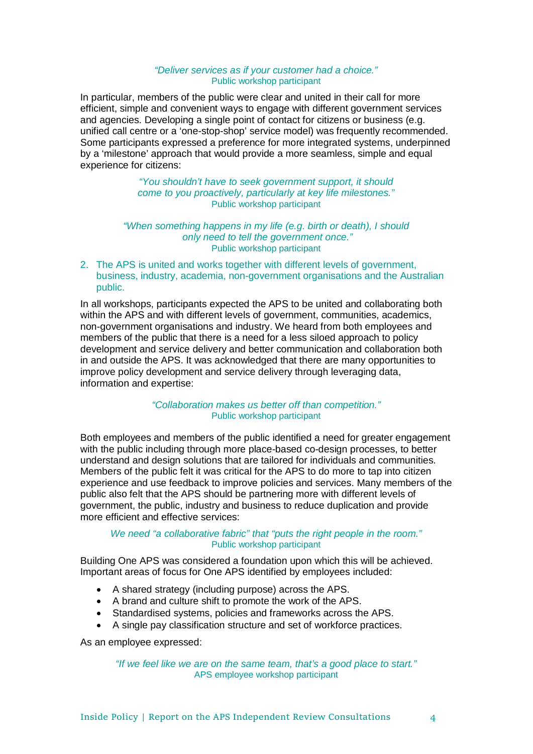*"Deliver services as if your customer had a choice."*
Public workshop participant

In particular, members of the public were clear and united in their call for more efficient, simple and convenient ways to engage with different government services and agencies. Developing a single point of contact for citizens or business (e.g. unified call centre or a 'one-stop-shop' service model) was frequently recommended. Some participants expressed a preference for more integrated systems, underpinned by a 'milestone' approach that would provide a more seamless, simple and equal experience for citizens:

*"You shouldn't have to seek government support, it should come to you proactively, particularly at key life milestones."*
Public workshop participant

*"When something happens in my life (e.g. birth or death), I should only need to tell the government once."*
Public workshop participant

2. The APS is united and works together with different levels of government, business, industry, academia, non-government organisations and the Australian public.

In all workshops, participants expected the APS to be united and collaborating both within the APS and with different levels of government, communities, academics, non-government organisations and industry. We heard from both employees and members of the public that there is a need for a less siloed approach to policy development and service delivery and better communication and collaboration both in and outside the APS. It was acknowledged that there are many opportunities to improve policy development and service delivery through leveraging data, information and expertise:

*"Collaboration makes us better off than competition."*
Public workshop participant

Both employees and members of the public identified a need for greater engagement with the public including through more place-based co-design processes, to better understand and design solutions that are tailored for individuals and communities. Members of the public felt it was critical for the APS to do more to tap into citizen experience and use feedback to improve policies and services. Many members of the public also felt that the APS should be partnering more with different levels of government, the public, industry and business to reduce duplication and provide more efficient and effective services:

*We need "a collaborative fabric" that "puts the right people in the room."*
Public workshop participant

Building One APS was considered a foundation upon which this will be achieved. Important areas of focus for One APS identified by employees included:

- A shared strategy (including purpose) across the APS.
- A brand and culture shift to promote the work of the APS.
- Standardised systems, policies and frameworks across the APS.
- A single pay classification structure and set of workforce practices.

As an employee expressed:

*"If we feel like we are on the same team, that's a good place to start."*
APS employee workshop participant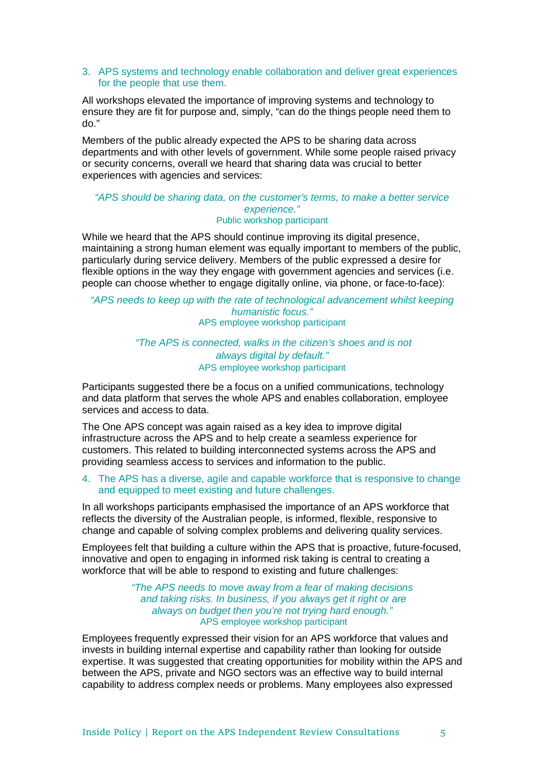3. APS systems and technology enable collaboration and deliver great experiences for the people that use them.

All workshops elevated the importance of improving systems and technology to ensure they are fit for purpose and, simply, “can do the things people need them to do.”

Members of the public already expected the APS to be sharing data across departments and with other levels of government. While some people raised privacy or security concerns, overall we heard that sharing data was crucial to better experiences with agencies and services:

> *“APS should be sharing data, on the customer’s terms, to make a better service experience.”*
> Public workshop participant

While we heard that the APS should continue improving its digital presence, maintaining a strong human element was equally important to members of the public, particularly during service delivery. Members of the public expressed a desire for flexible options in the way they engage with government agencies and services (i.e. people can choose whether to engage digitally online, via phone, or face-to-face):

> *“APS needs to keep up with the rate of technological advancement whilst keeping humanistic focus.”*
> APS employee workshop participant

> *“The APS is connected, walks in the citizen’s shoes and is not always digital by default.”*
> APS employee workshop participant

Participants suggested there be a focus on a unified communications, technology and data platform that serves the whole APS and enables collaboration, employee services and access to data.

The One APS concept was again raised as a key idea to improve digital infrastructure across the APS and to help create a seamless experience for customers. This related to building interconnected systems across the APS and providing seamless access to services and information to the public.

4. The APS has a diverse, agile and capable workforce that is responsive to change and equipped to meet existing and future challenges.

In all workshops participants emphasised the importance of an APS workforce that reflects the diversity of the Australian people, is informed, flexible, responsive to change and capable of solving complex problems and delivering quality services.

Employees felt that building a culture within the APS that is proactive, future-focused, innovative and open to engaging in informed risk taking is central to creating a workforce that will be able to respond to existing and future challenges:

> *“The APS needs to move away from a fear of making decisions and taking risks. In business, if you always get it right or are always on budget then you’re not trying hard enough.”*
> APS employee workshop participant

Employees frequently expressed their vision for an APS workforce that values and invests in building internal expertise and capability rather than looking for outside expertise. It was suggested that creating opportunities for mobility within the APS and between the APS, private and NGO sectors was an effective way to build internal capability to address complex needs or problems. Many employees also expressed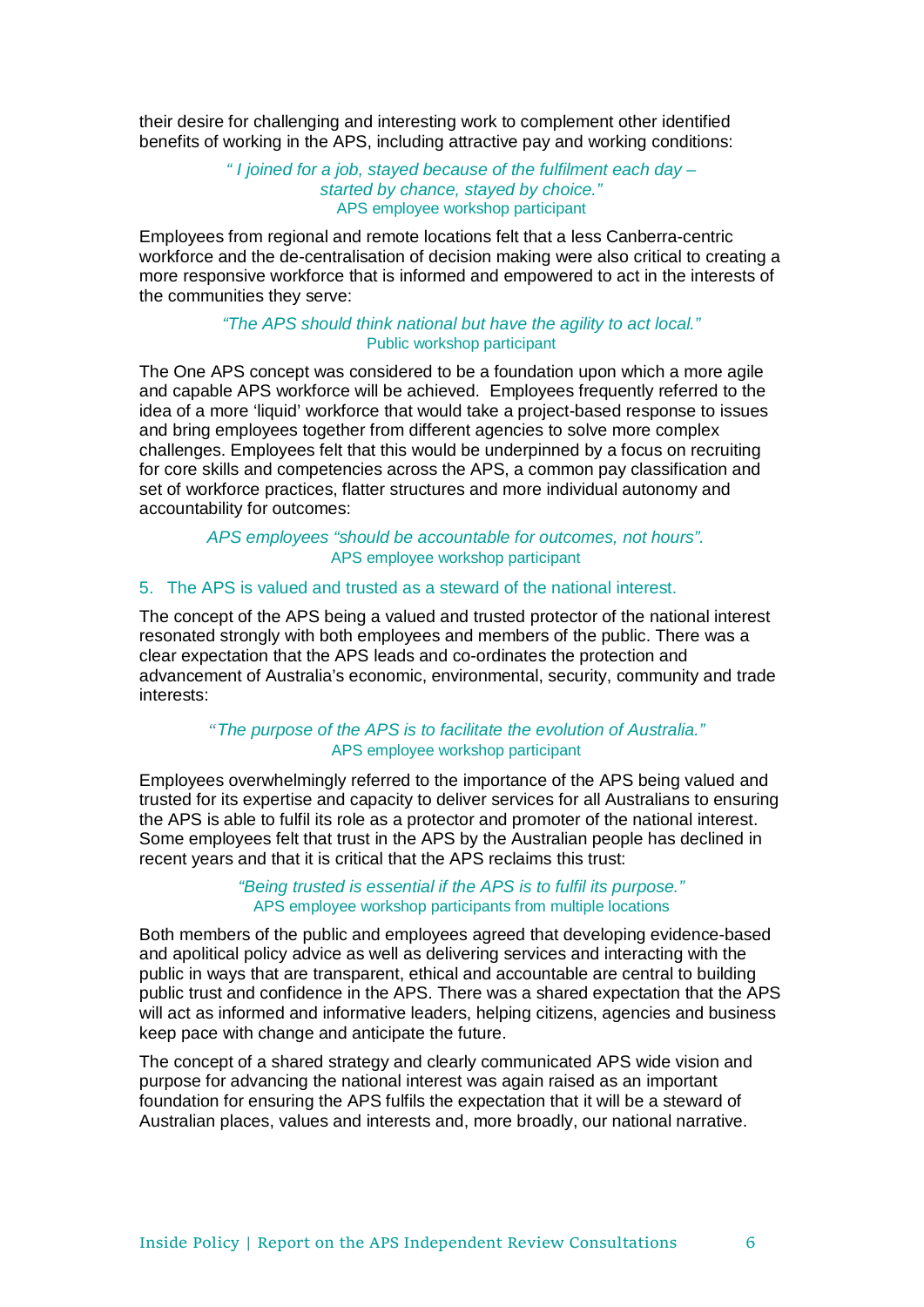their desire for challenging and interesting work to complement other identified benefits of working in the APS, including attractive pay and working conditions:

> *" I joined for a job, stayed because of the fulfilment each day – started by chance, stayed by choice."*
> APS employee workshop participant

Employees from regional and remote locations felt that a less Canberra-centric workforce and the de-centralisation of decision making were also critical to creating a more responsive workforce that is informed and empowered to act in the interests of the communities they serve:

> *"The APS should think national but have the agility to act local."*
> Public workshop participant

The One APS concept was considered to be a foundation upon which a more agile and capable APS workforce will be achieved. Employees frequently referred to the idea of a more 'liquid' workforce that would take a project-based response to issues and bring employees together from different agencies to solve more complex challenges. Employees felt that this would be underpinned by a focus on recruiting for core skills and competencies across the APS, a common pay classification and set of workforce practices, flatter structures and more individual autonomy and accountability for outcomes:

> *APS employees "should be accountable for outcomes, not hours".*
> APS employee workshop participant

### 5. The APS is valued and trusted as a steward of the national interest.

The concept of the APS being a valued and trusted protector of the national interest resonated strongly with both employees and members of the public. There was a clear expectation that the APS leads and co-ordinates the protection and advancement of Australia's economic, environmental, security, community and trade interests:

> *"The purpose of the APS is to facilitate the evolution of Australia."*
> APS employee workshop participant

Employees overwhelmingly referred to the importance of the APS being valued and trusted for its expertise and capacity to deliver services for all Australians to ensuring the APS is able to fulfil its role as a protector and promoter of the national interest. Some employees felt that trust in the APS by the Australian people has declined in recent years and that it is critical that the APS reclaims this trust:

> *"Being trusted is essential if the APS is to fulfil its purpose."*
> APS employee workshop participants from multiple locations

Both members of the public and employees agreed that developing evidence-based and apolitical policy advice as well as delivering services and interacting with the public in ways that are transparent, ethical and accountable are central to building public trust and confidence in the APS. There was a shared expectation that the APS will act as informed and informative leaders, helping citizens, agencies and business keep pace with change and anticipate the future.

The concept of a shared strategy and clearly communicated APS wide vision and purpose for advancing the national interest was again raised as an important foundation for ensuring the APS fulfils the expectation that it will be a steward of Australian places, values and interests and, more broadly, our national narrative.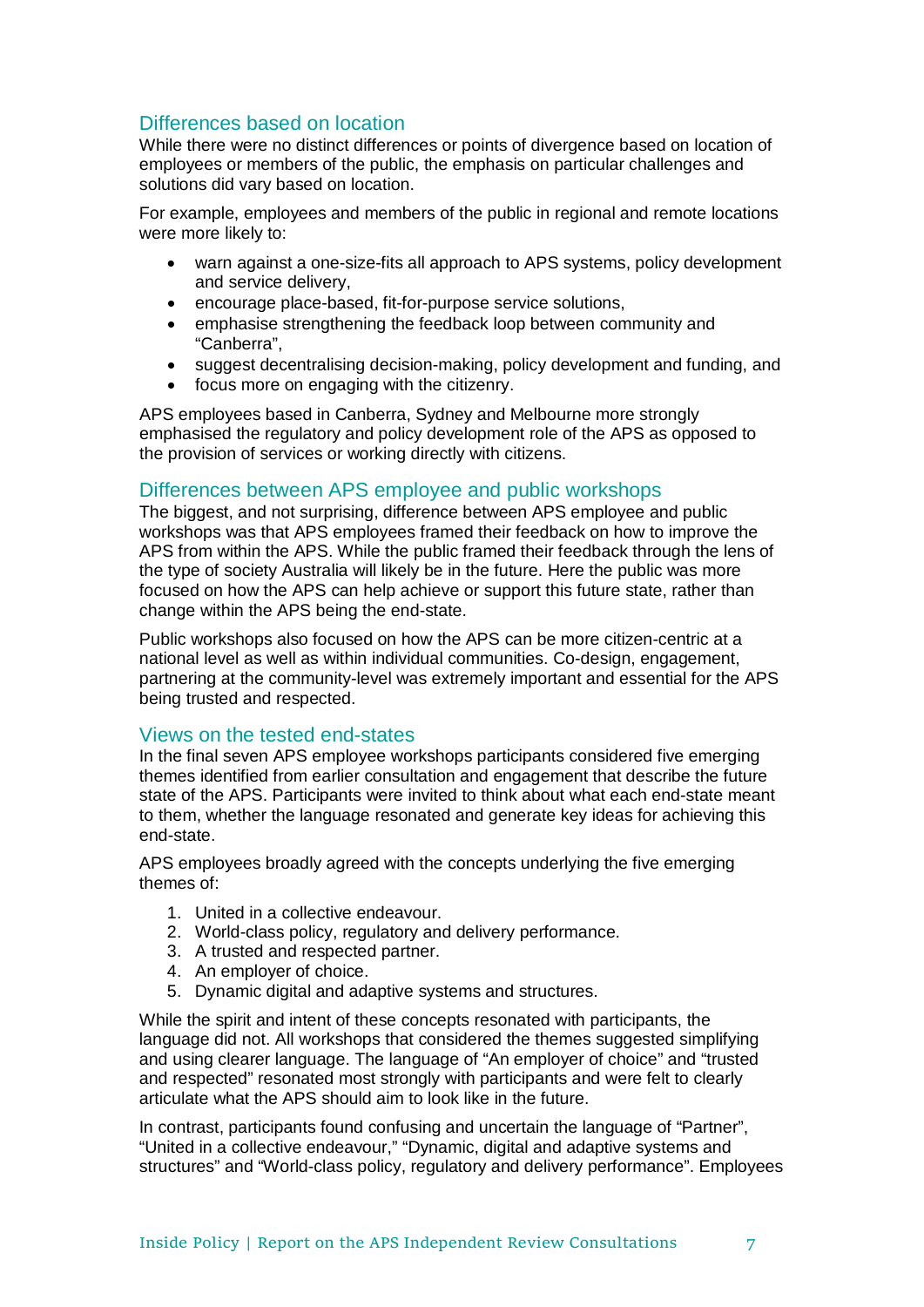## Differences based on location

While there were no distinct differences or points of divergence based on location of employees or members of the public, the emphasis on particular challenges and solutions did vary based on location.

For example, employees and members of the public in regional and remote locations were more likely to:

- warn against a one-size-fits all approach to APS systems, policy development and service delivery,
- encourage place-based, fit-for-purpose service solutions,
- emphasise strengthening the feedback loop between community and "Canberra",
- suggest decentralising decision-making, policy development and funding, and
- focus more on engaging with the citizenry.

APS employees based in Canberra, Sydney and Melbourne more strongly emphasised the regulatory and policy development role of the APS as opposed to the provision of services or working directly with citizens.

## Differences between APS employee and public workshops

The biggest, and not surprising, difference between APS employee and public workshops was that APS employees framed their feedback on how to improve the APS from within the APS. While the public framed their feedback through the lens of the type of society Australia will likely be in the future. Here the public was more focused on how the APS can help achieve or support this future state, rather than change within the APS being the end-state.

Public workshops also focused on how the APS can be more citizen-centric at a national level as well as within individual communities. Co-design, engagement, partnering at the community-level was extremely important and essential for the APS being trusted and respected.

## Views on the tested end-states

In the final seven APS employee workshops participants considered five emerging themes identified from earlier consultation and engagement that describe the future state of the APS. Participants were invited to think about what each end-state meant to them, whether the language resonated and generate key ideas for achieving this end-state.

APS employees broadly agreed with the concepts underlying the five emerging themes of:

1. United in a collective endeavour.
2. World-class policy, regulatory and delivery performance.
3. A trusted and respected partner.
4. An employer of choice.
5. Dynamic digital and adaptive systems and structures.

While the spirit and intent of these concepts resonated with participants, the language did not. All workshops that considered the themes suggested simplifying and using clearer language. The language of "An employer of choice" and "trusted and respected" resonated most strongly with participants and were felt to clearly articulate what the APS should aim to look like in the future.

In contrast, participants found confusing and uncertain the language of "Partner", "United in a collective endeavour," "Dynamic, digital and adaptive systems and structures" and "World-class policy, regulatory and delivery performance". Employees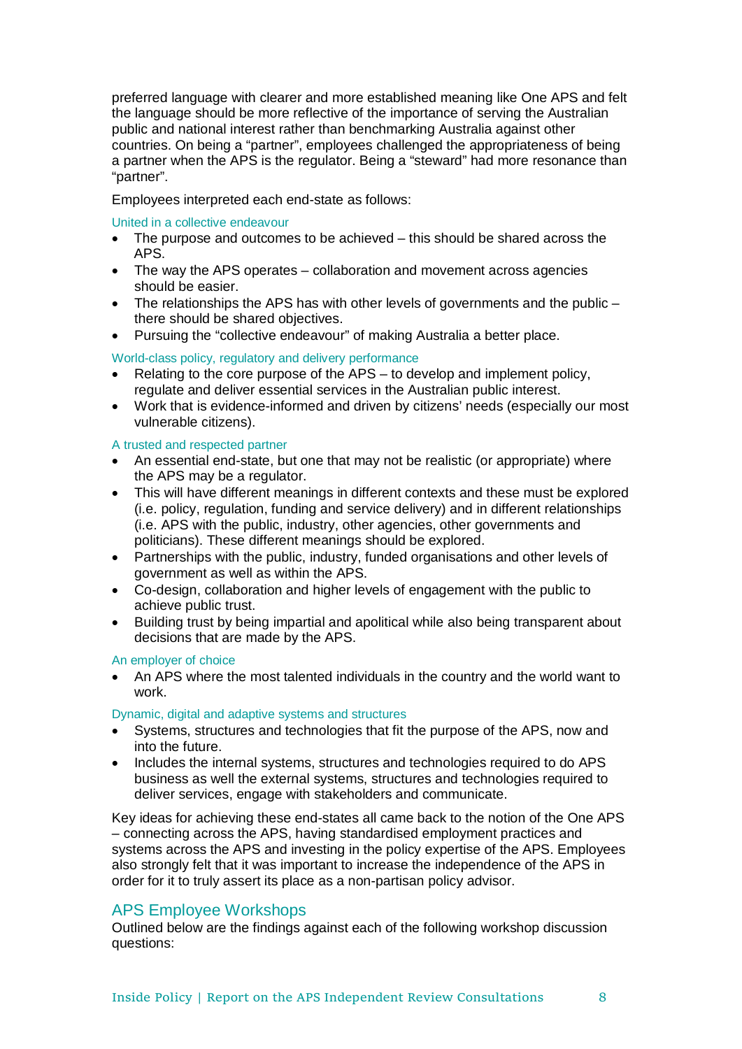preferred language with clearer and more established meaning like One APS and felt the language should be more reflective of the importance of serving the Australian public and national interest rather than benchmarking Australia against other countries. On being a "partner", employees challenged the appropriateness of being a partner when the APS is the regulator. Being a "steward" had more resonance than "partner".

Employees interpreted each end-state as follows:

#### United in a collective endeavour

- The purpose and outcomes to be achieved – this should be shared across the APS.
- The way the APS operates – collaboration and movement across agencies should be easier.
- The relationships the APS has with other levels of governments and the public – there should be shared objectives.
- Pursuing the "collective endeavour" of making Australia a better place.

#### World-class policy, regulatory and delivery performance

- Relating to the core purpose of the APS – to develop and implement policy, regulate and deliver essential services in the Australian public interest.
- Work that is evidence-informed and driven by citizens' needs (especially our most vulnerable citizens).

#### A trusted and respected partner

- An essential end-state, but one that may not be realistic (or appropriate) where the APS may be a regulator.
- This will have different meanings in different contexts and these must be explored (i.e. policy, regulation, funding and service delivery) and in different relationships (i.e. APS with the public, industry, other agencies, other governments and politicians). These different meanings should be explored.
- Partnerships with the public, industry, funded organisations and other levels of government as well as within the APS.
- Co-design, collaboration and higher levels of engagement with the public to achieve public trust.
- Building trust by being impartial and apolitical while also being transparent about decisions that are made by the APS.

#### An employer of choice

- An APS where the most talented individuals in the country and the world want to work.

#### Dynamic, digital and adaptive systems and structures

- Systems, structures and technologies that fit the purpose of the APS, now and into the future.
- Includes the internal systems, structures and technologies required to do APS business as well the external systems, structures and technologies required to deliver services, engage with stakeholders and communicate.

Key ideas for achieving these end-states all came back to the notion of the One APS – connecting across the APS, having standardised employment practices and systems across the APS and investing in the policy expertise of the APS. Employees also strongly felt that it was important to increase the independence of the APS in order for it to truly assert its place as a non-partisan policy advisor.

## APS Employee Workshops

Outlined below are the findings against each of the following workshop discussion questions: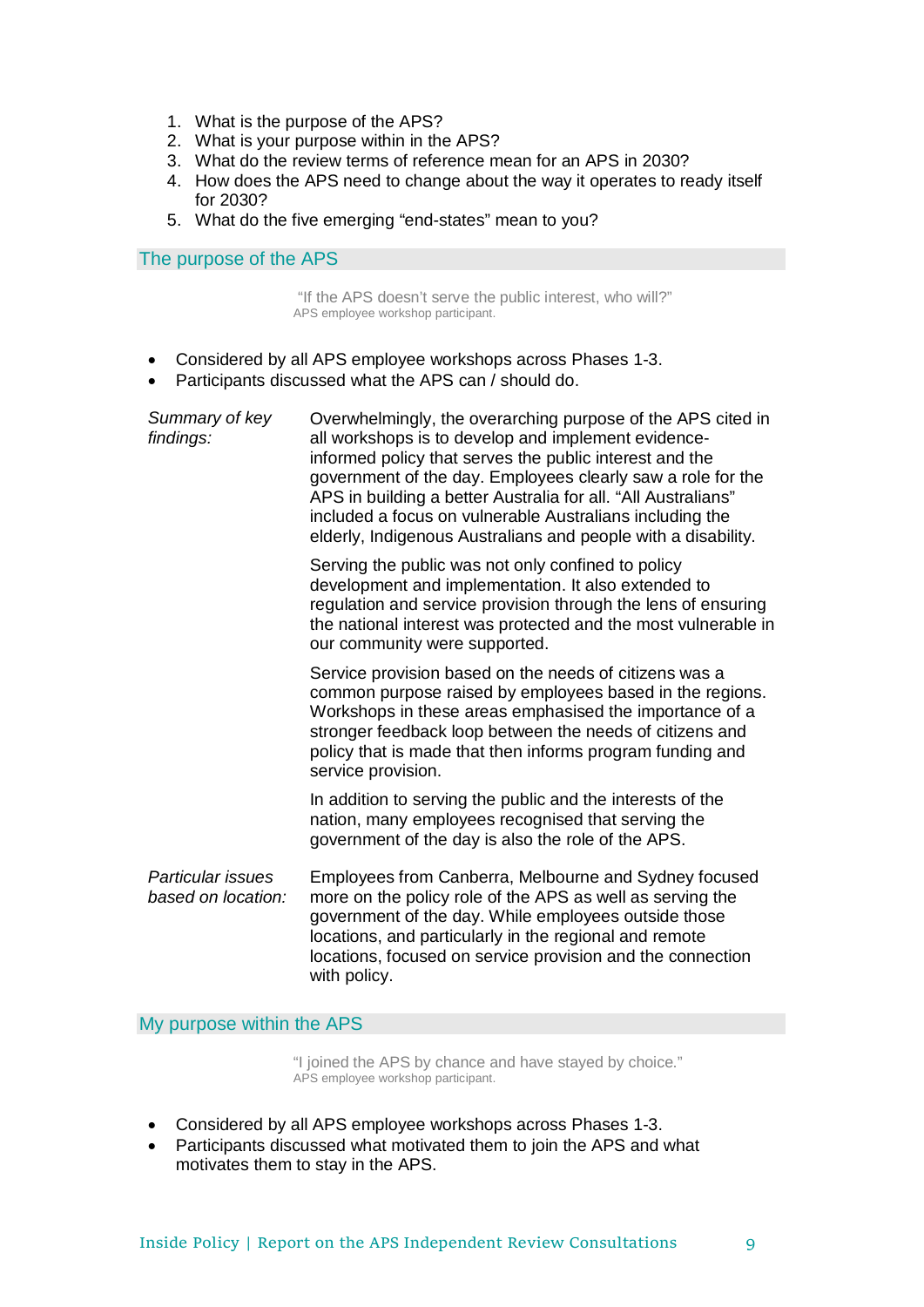1. What is the purpose of the APS?
2. What is your purpose within in the APS?
3. What do the review terms of reference mean for an APS in 2030?
4. How does the APS need to change about the way it operates to ready itself for 2030?
5. What do the five emerging "end-states" mean to you?

## The purpose of the APS

> "If the APS doesn't serve the public interest, who will?"
> APS employee workshop participant.

- Considered by all APS employee workshops across Phases 1-3.
- Participants discussed what the APS can / should do.

*Summary of key findings:*

Overwhelmingly, the overarching purpose of the APS cited in all workshops is to develop and implement evidence-informed policy that serves the public interest and the government of the day. Employees clearly saw a role for the APS in building a better Australia for all. "All Australians" included a focus on vulnerable Australians including the elderly, Indigenous Australians and people with a disability.

Serving the public was not only confined to policy development and implementation. It also extended to regulation and service provision through the lens of ensuring the national interest was protected and the most vulnerable in our community were supported.

Service provision based on the needs of citizens was a common purpose raised by employees based in the regions. Workshops in these areas emphasised the importance of a stronger feedback loop between the needs of citizens and policy that is made that then informs program funding and service provision.

In addition to serving the public and the interests of the nation, many employees recognised that serving the government of the day is also the role of the APS.

*Particular issues based on location:*

Employees from Canberra, Melbourne and Sydney focused more on the policy role of the APS as well as serving the government of the day. While employees outside those locations, and particularly in the regional and remote locations, focused on service provision and the connection with policy.

## My purpose within the APS

> "I joined the APS by chance and have stayed by choice."
> APS employee workshop participant.

- Considered by all APS employee workshops across Phases 1-3.
- Participants discussed what motivated them to join the APS and what motivates them to stay in the APS.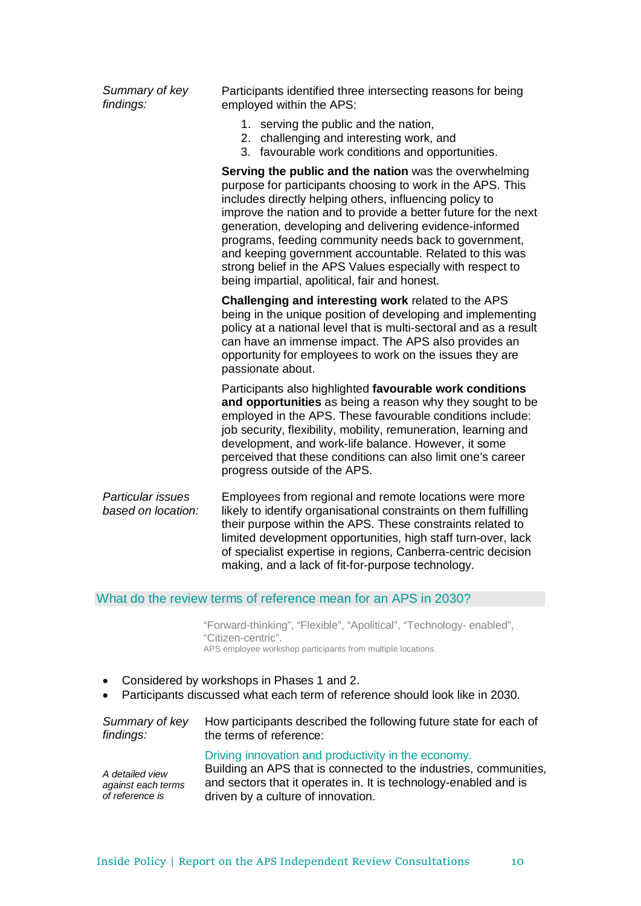*Summary of key findings:*

Participants identified three intersecting reasons for being employed within the APS:

1. serving the public and the nation,
2. challenging and interesting work, and
3. favourable work conditions and opportunities.

**Serving the public and the nation** was the overwhelming purpose for participants choosing to work in the APS. This includes directly helping others, influencing policy to improve the nation and to provide a better future for the next generation, developing and delivering evidence-informed programs, feeding community needs back to government, and keeping government accountable. Related to this was strong belief in the APS Values especially with respect to being impartial, apolitical, fair and honest.

**Challenging and interesting work** related to the APS being in the unique position of developing and implementing policy at a national level that is multi-sectoral and as a result can have an immense impact. The APS also provides an opportunity for employees to work on the issues they are passionate about.

Participants also highlighted **favourable work conditions and opportunities** as being a reason why they sought to be employed in the APS. These favourable conditions include: job security, flexibility, mobility, remuneration, learning and development, and work-life balance. However, it some perceived that these conditions can also limit one's career progress outside of the APS.

*Particular issues based on location:*

Employees from regional and remote locations were more likely to identify organisational constraints on them fulfilling their purpose within the APS. These constraints related to limited development opportunities, high staff turn-over, lack of specialist expertise in regions, Canberra-centric decision making, and a lack of fit-for-purpose technology.

## What do the review terms of reference mean for an APS in 2030?

"Forward-thinking", "Flexible", "Apolitical", "Technology- enabled", "Citizen-centric".
APS employee workshop participants from multiple locations.

- Considered by workshops in Phases 1 and 2.
- Participants discussed what each term of reference should look like in 2030.

*Summary of key findings:*

How participants described the following future state for each of the terms of reference:

*A detailed view against each terms of reference is*

Driving innovation and productivity in the economy.
Building an APS that is connected to the industries, communities, and sectors that it operates in. It is technology-enabled and is driven by a culture of innovation.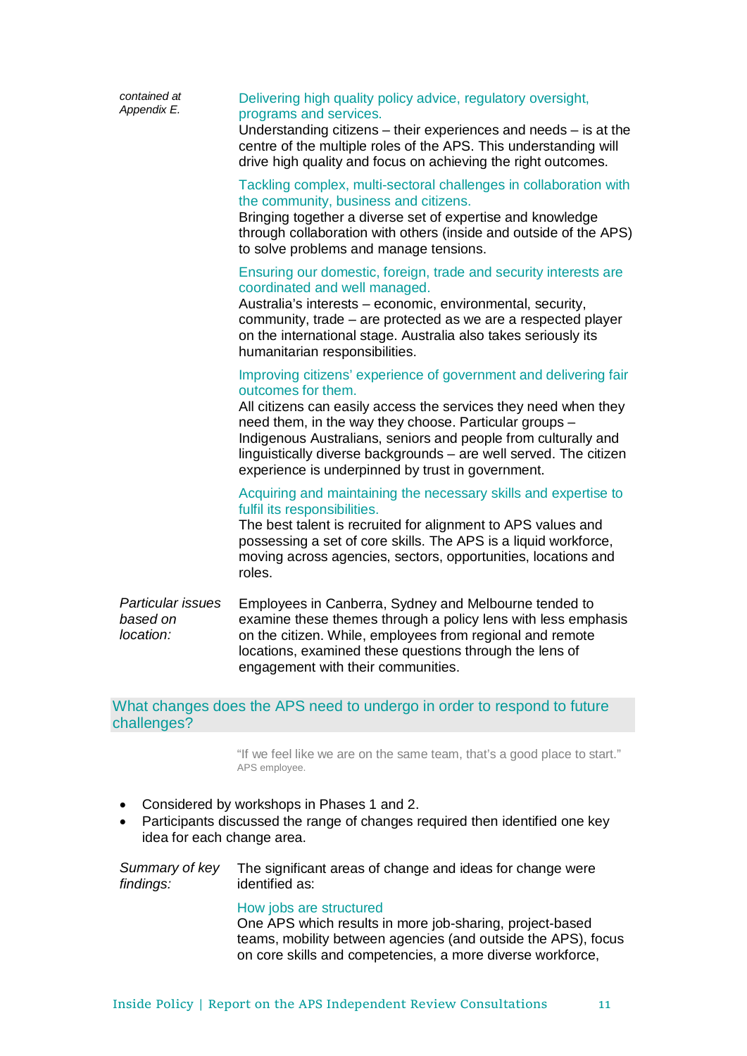*contained at Appendix E.*

Delivering high quality policy advice, regulatory oversight, programs and services.
Understanding citizens – their experiences and needs – is at the centre of the multiple roles of the APS. This understanding will drive high quality and focus on achieving the right outcomes.

Tackling complex, multi-sectoral challenges in collaboration with the community, business and citizens.
Bringing together a diverse set of expertise and knowledge through collaboration with others (inside and outside of the APS) to solve problems and manage tensions.

Ensuring our domestic, foreign, trade and security interests are coordinated and well managed.
Australia's interests – economic, environmental, security, community, trade – are protected as we are a respected player on the international stage. Australia also takes seriously its humanitarian responsibilities.

Improving citizens' experience of government and delivering fair outcomes for them.
All citizens can easily access the services they need when they need them, in the way they choose. Particular groups – Indigenous Australians, seniors and people from culturally and linguistically diverse backgrounds – are well served. The citizen experience is underpinned by trust in government.

Acquiring and maintaining the necessary skills and expertise to fulfil its responsibilities.
The best talent is recruited for alignment to APS values and possessing a set of core skills. The APS is a liquid workforce, moving across agencies, sectors, opportunities, locations and roles.

*Particular issues based on location:* Employees in Canberra, Sydney and Melbourne tended to examine these themes through a policy lens with less emphasis on the citizen. While, employees from regional and remote locations, examined these questions through the lens of engagement with their communities.

## What changes does the APS need to undergo in order to respond to future challenges?

> "If we feel like we are on the same team, that's a good place to start."
> APS employee.

- Considered by workshops in Phases 1 and 2.
- Participants discussed the range of changes required then identified one key idea for each change area.

*Summary of key findings:* The significant areas of change and ideas for change were identified as:

How jobs are structured
One APS which results in more job-sharing, project-based teams, mobility between agencies (and outside the APS), focus on core skills and competencies, a more diverse workforce,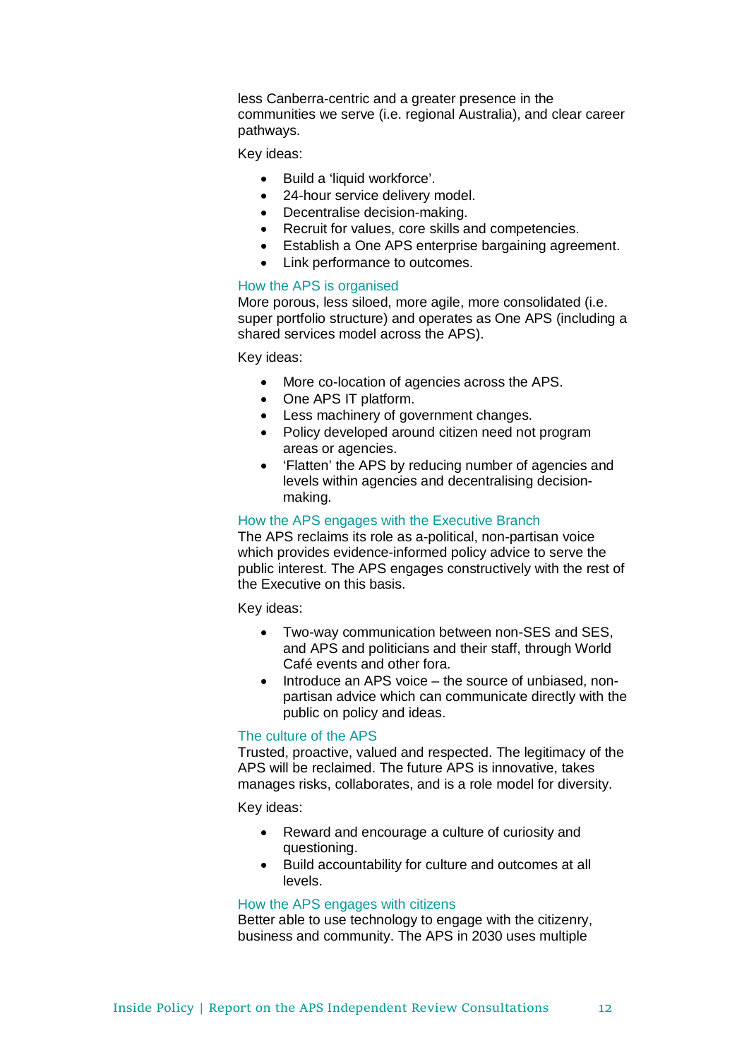less Canberra-centric and a greater presence in the communities we serve (i.e. regional Australia), and clear career pathways.

Key ideas:

- Build a 'liquid workforce'.
- 24-hour service delivery model.
- Decentralise decision-making.
- Recruit for values, core skills and competencies.
- Establish a One APS enterprise bargaining agreement.
- Link performance to outcomes.

### How the APS is organised

More porous, less siloed, more agile, more consolidated (i.e. super portfolio structure) and operates as One APS (including a shared services model across the APS).

Key ideas:

- More co-location of agencies across the APS.
- One APS IT platform.
- Less machinery of government changes.
- Policy developed around citizen need not program areas or agencies.
- 'Flatten' the APS by reducing number of agencies and levels within agencies and decentralising decision-making.

### How the APS engages with the Executive Branch

The APS reclaims its role as a-political, non-partisan voice which provides evidence-informed policy advice to serve the public interest. The APS engages constructively with the rest of the Executive on this basis.

Key ideas:

- Two-way communication between non-SES and SES, and APS and politicians and their staff, through World Café events and other fora.
- Introduce an APS voice – the source of unbiased, non-partisan advice which can communicate directly with the public on policy and ideas.

### The culture of the APS

Trusted, proactive, valued and respected. The legitimacy of the APS will be reclaimed. The future APS is innovative, takes manages risks, collaborates, and is a role model for diversity.

Key ideas:

- Reward and encourage a culture of curiosity and questioning.
- Build accountability for culture and outcomes at all levels.

### How the APS engages with citizens

Better able to use technology to engage with the citizenry, business and community. The APS in 2030 uses multiple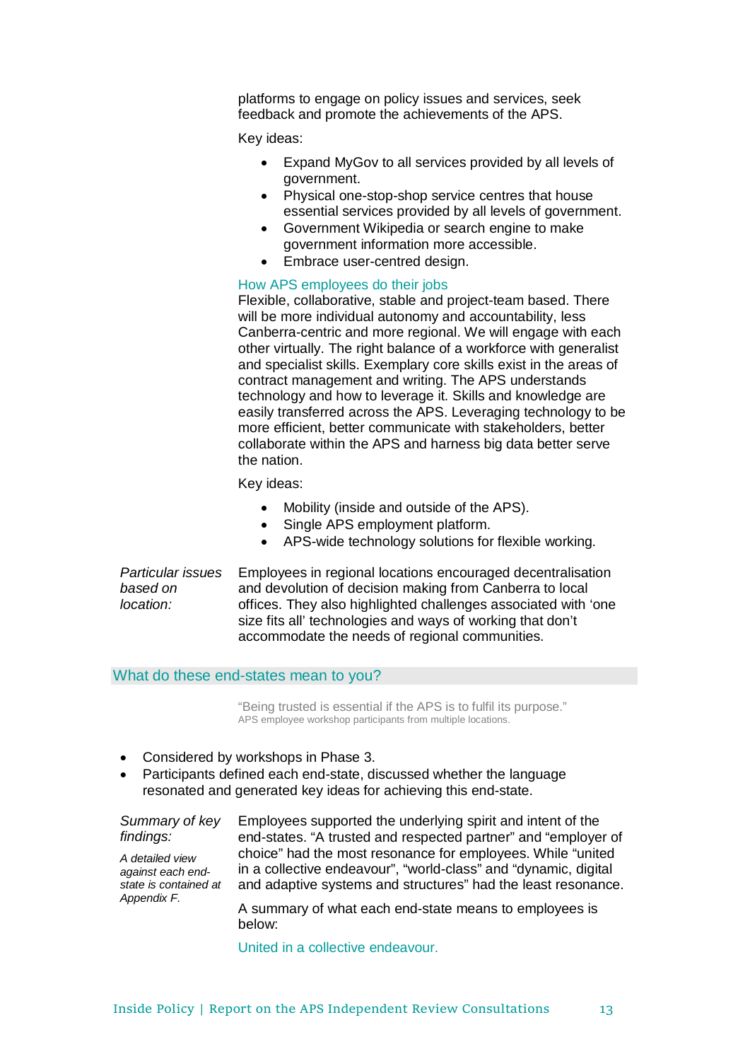platforms to engage on policy issues and services, seek feedback and promote the achievements of the APS.

Key ideas:

- Expand MyGov to all services provided by all levels of government.
- Physical one-stop-shop service centres that house essential services provided by all levels of government.
- Government Wikipedia or search engine to make government information more accessible.
- Embrace user-centred design.

### How APS employees do their jobs

Flexible, collaborative, stable and project-team based. There will be more individual autonomy and accountability, less Canberra-centric and more regional. We will engage with each other virtually. The right balance of a workforce with generalist and specialist skills. Exemplary core skills exist in the areas of contract management and writing. The APS understands technology and how to leverage it. Skills and knowledge are easily transferred across the APS. Leveraging technology to be more efficient, better communicate with stakeholders, better collaborate within the APS and harness big data better serve the nation.

Key ideas:

- Mobility (inside and outside of the APS).
- Single APS employment platform.
- APS-wide technology solutions for flexible working.

*Particular issues based on location:*

Employees in regional locations encouraged decentralisation and devolution of decision making from Canberra to local offices. They also highlighted challenges associated with 'one size fits all' technologies and ways of working that don't accommodate the needs of regional communities.

## What do these end-states mean to you?

> "Being trusted is essential if the APS is to fulfil its purpose."
> APS employee workshop participants from multiple locations.

- Considered by workshops in Phase 3.
- Participants defined each end-state, discussed whether the language resonated and generated key ideas for achieving this end-state.

*Summary of key findings:*

*A detailed view against each end-state is contained at Appendix F.*

Employees supported the underlying spirit and intent of the end-states. "A trusted and respected partner" and "employer of choice" had the most resonance for employees. While "united in a collective endeavour", "world-class" and "dynamic, digital and adaptive systems and structures" had the least resonance.

A summary of what each end-state means to employees is below:

### United in a collective endeavour.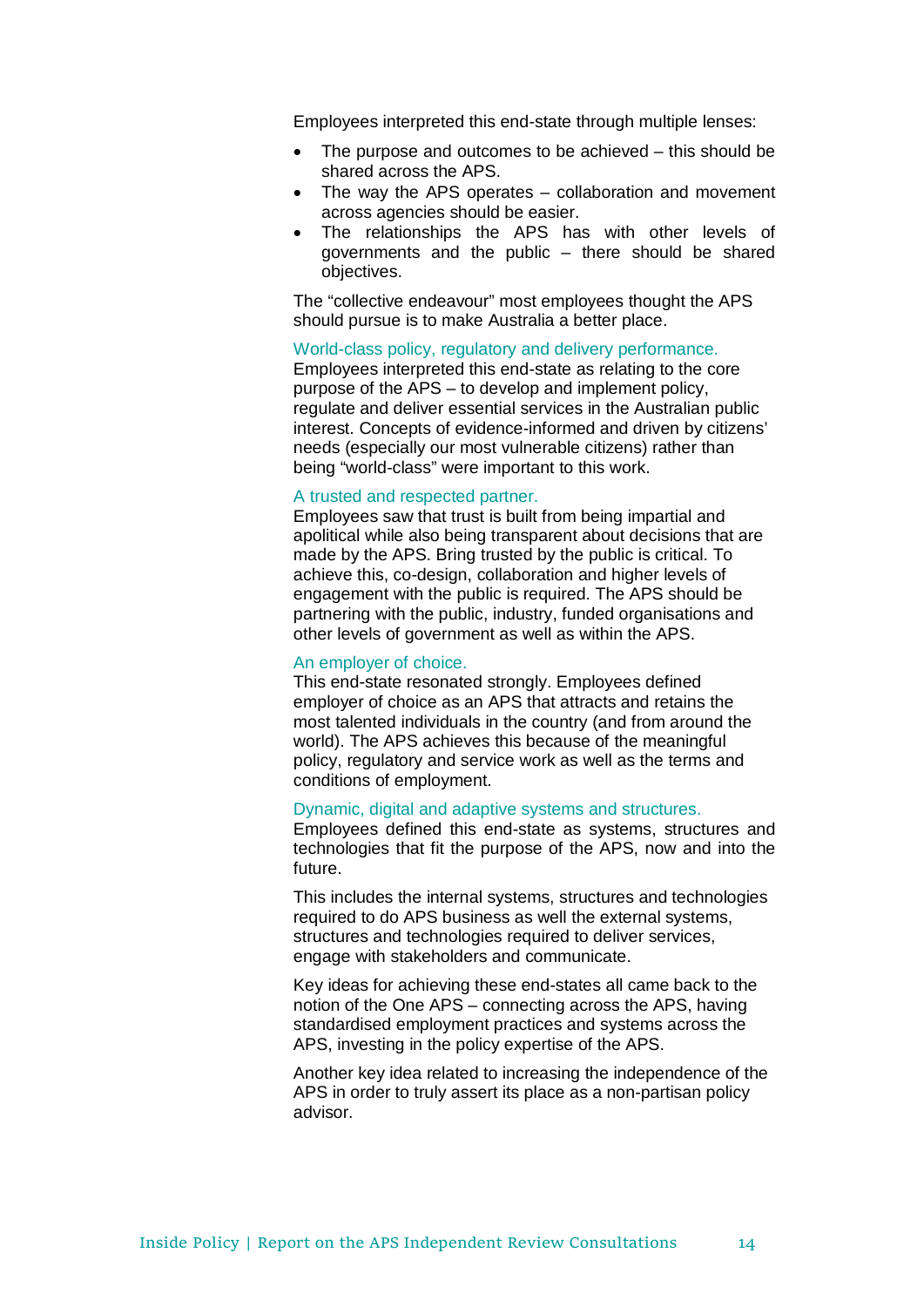Employees interpreted this end-state through multiple lenses:

- The purpose and outcomes to be achieved – this should be shared across the APS.
- The way the APS operates – collaboration and movement across agencies should be easier.
- The relationships the APS has with other levels of governments and the public – there should be shared objectives.

The "collective endeavour" most employees thought the APS should pursue is to make Australia a better place.

### World-class policy, regulatory and delivery performance.

Employees interpreted this end-state as relating to the core purpose of the APS – to develop and implement policy, regulate and deliver essential services in the Australian public interest. Concepts of evidence-informed and driven by citizens' needs (especially our most vulnerable citizens) rather than being "world-class" were important to this work.

### A trusted and respected partner.

Employees saw that trust is built from being impartial and apolitical while also being transparent about decisions that are made by the APS. Bring trusted by the public is critical. To achieve this, co-design, collaboration and higher levels of engagement with the public is required. The APS should be partnering with the public, industry, funded organisations and other levels of government as well as within the APS.

### An employer of choice.

This end-state resonated strongly. Employees defined employer of choice as an APS that attracts and retains the most talented individuals in the country (and from around the world). The APS achieves this because of the meaningful policy, regulatory and service work as well as the terms and conditions of employment.

### Dynamic, digital and adaptive systems and structures.

Employees defined this end-state as systems, structures and technologies that fit the purpose of the APS, now and into the future.

This includes the internal systems, structures and technologies required to do APS business as well the external systems, structures and technologies required to deliver services, engage with stakeholders and communicate.

Key ideas for achieving these end-states all came back to the notion of the One APS – connecting across the APS, having standardised employment practices and systems across the APS, investing in the policy expertise of the APS.

Another key idea related to increasing the independence of the APS in order to truly assert its place as a non-partisan policy advisor.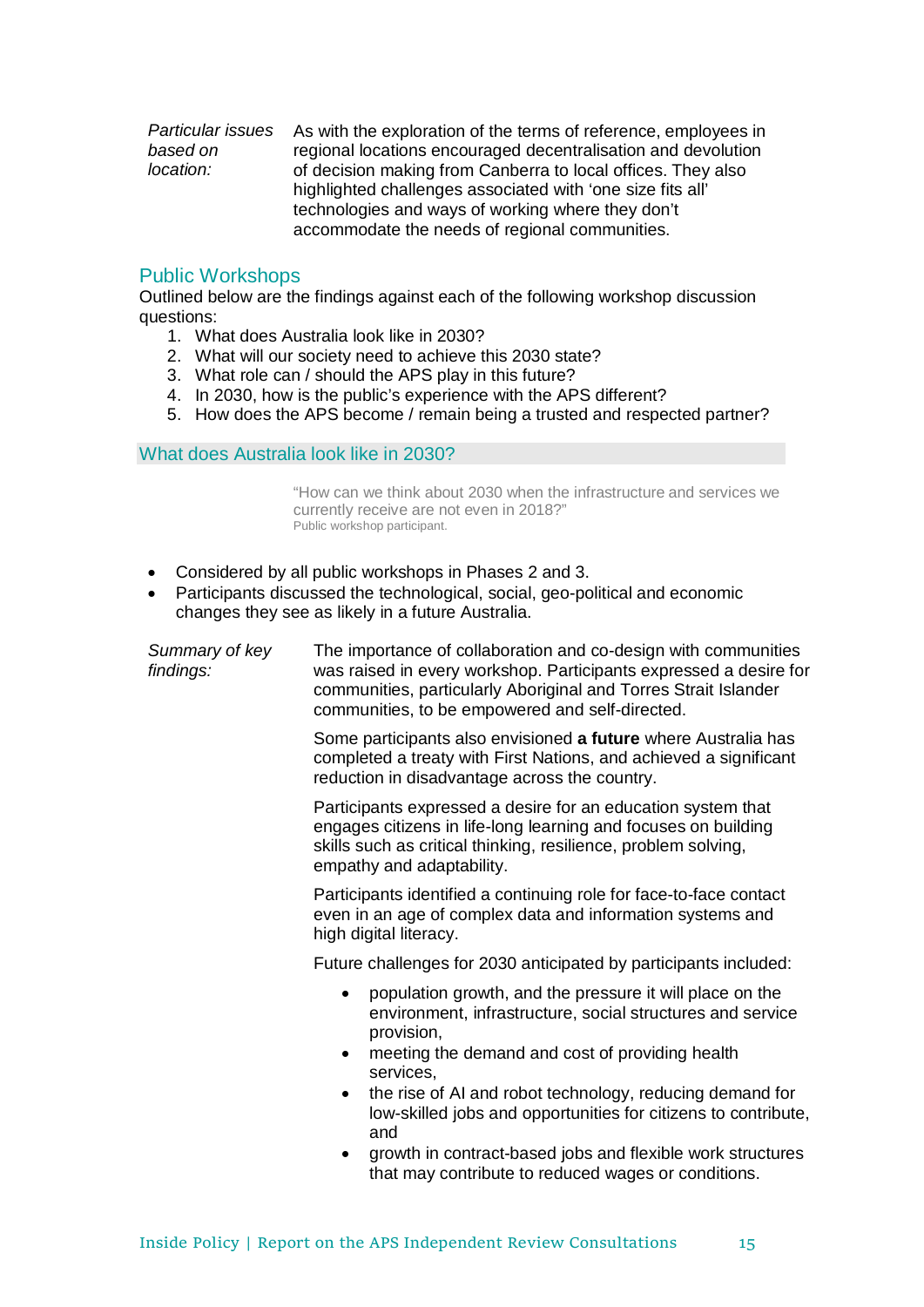*Particular issues based on location:* As with the exploration of the terms of reference, employees in regional locations encouraged decentralisation and devolution of decision making from Canberra to local offices. They also highlighted challenges associated with 'one size fits all' technologies and ways of working where they don't accommodate the needs of regional communities.

## Public Workshops

Outlined below are the findings against each of the following workshop discussion questions:

1. What does Australia look like in 2030?
2. What will our society need to achieve this 2030 state?
3. What role can / should the APS play in this future?
4. In 2030, how is the public's experience with the APS different?
5. How does the APS become / remain being a trusted and respected partner?

### What does Australia look like in 2030?

> "How can we think about 2030 when the infrastructure and services we currently receive are not even in 2018?"
> Public workshop participant.

- Considered by all public workshops in Phases 2 and 3.
- Participants discussed the technological, social, geo-political and economic changes they see as likely in a future Australia.

*Summary of key findings:*

The importance of collaboration and co-design with communities was raised in every workshop. Participants expressed a desire for communities, particularly Aboriginal and Torres Strait Islander communities, to be empowered and self-directed.

Some participants also envisioned **a future** where Australia has completed a treaty with First Nations, and achieved a significant reduction in disadvantage across the country.

Participants expressed a desire for an education system that engages citizens in life-long learning and focuses on building skills such as critical thinking, resilience, problem solving, empathy and adaptability.

Participants identified a continuing role for face-to-face contact even in an age of complex data and information systems and high digital literacy.

Future challenges for 2030 anticipated by participants included:

- population growth, and the pressure it will place on the environment, infrastructure, social structures and service provision,
- meeting the demand and cost of providing health services,
- the rise of AI and robot technology, reducing demand for low-skilled jobs and opportunities for citizens to contribute, and
- growth in contract-based jobs and flexible work structures that may contribute to reduced wages or conditions.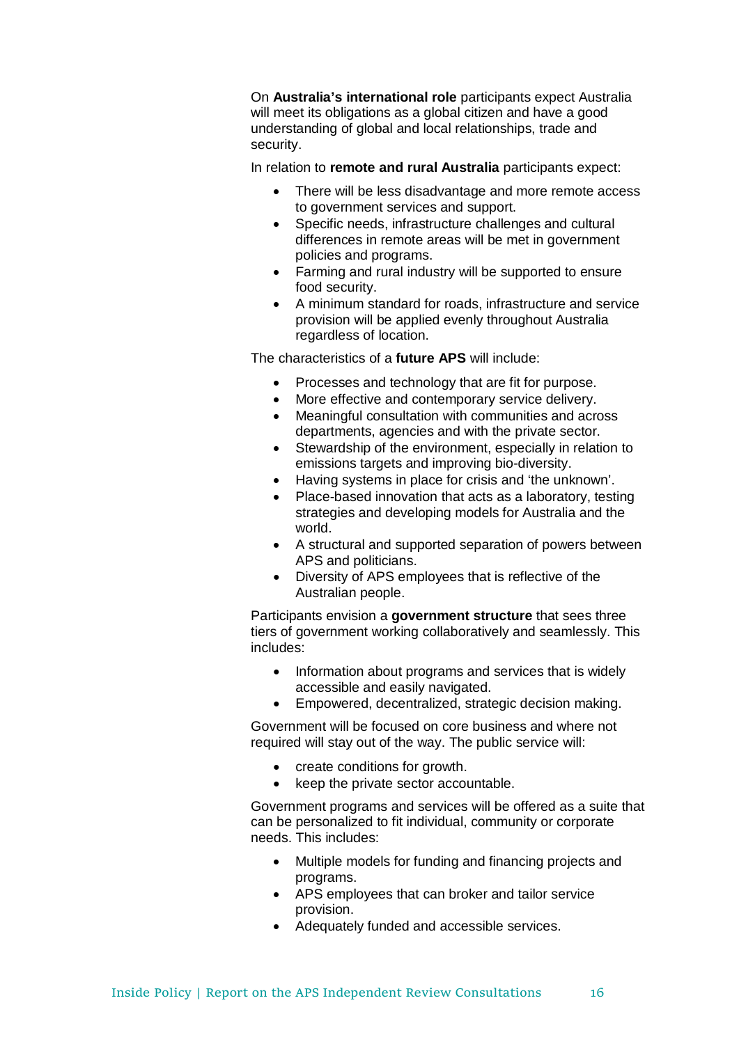On **Australia's international role** participants expect Australia will meet its obligations as a global citizen and have a good understanding of global and local relationships, trade and security.

In relation to **remote and rural Australia** participants expect:

- There will be less disadvantage and more remote access to government services and support.
- Specific needs, infrastructure challenges and cultural differences in remote areas will be met in government policies and programs.
- Farming and rural industry will be supported to ensure food security.
- A minimum standard for roads, infrastructure and service provision will be applied evenly throughout Australia regardless of location.

The characteristics of a **future APS** will include:

- Processes and technology that are fit for purpose.
- More effective and contemporary service delivery.
- Meaningful consultation with communities and across departments, agencies and with the private sector.
- Stewardship of the environment, especially in relation to emissions targets and improving bio-diversity.
- Having systems in place for crisis and 'the unknown'.
- Place-based innovation that acts as a laboratory, testing strategies and developing models for Australia and the world.
- A structural and supported separation of powers between APS and politicians.
- Diversity of APS employees that is reflective of the Australian people.

Participants envision a **government structure** that sees three tiers of government working collaboratively and seamlessly. This includes:

- Information about programs and services that is widely accessible and easily navigated.
- Empowered, decentralized, strategic decision making.

Government will be focused on core business and where not required will stay out of the way. The public service will:

- create conditions for growth.
- keep the private sector accountable.

Government programs and services will be offered as a suite that can be personalized to fit individual, community or corporate needs. This includes:

- Multiple models for funding and financing projects and programs.
- APS employees that can broker and tailor service provision.
- Adequately funded and accessible services.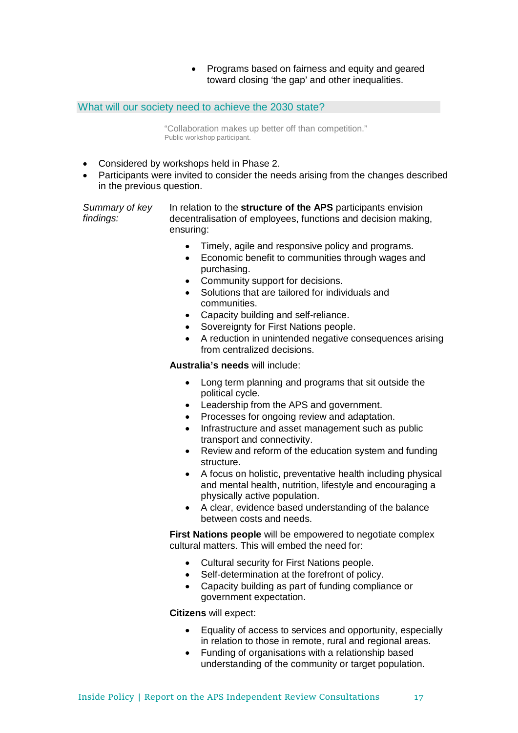- Programs based on fairness and equity and geared toward closing 'the gap' and other inequalities.

## What will our society need to achieve the 2030 state?

"Collaboration makes up better off than competition."
Public workshop participant.

- Considered by workshops held in Phase 2.
- Participants were invited to consider the needs arising from the changes described in the previous question.

*Summary of key findings:*

In relation to the **structure of the APS** participants envision decentralisation of employees, functions and decision making, ensuring:

- Timely, agile and responsive policy and programs.
- Economic benefit to communities through wages and purchasing.
- Community support for decisions.
- Solutions that are tailored for individuals and communities.
- Capacity building and self-reliance.
- Sovereignty for First Nations people.
- A reduction in unintended negative consequences arising from centralized decisions.

**Australia's needs** will include:

- Long term planning and programs that sit outside the political cycle.
- Leadership from the APS and government.
- Processes for ongoing review and adaptation.
- Infrastructure and asset management such as public transport and connectivity.
- Review and reform of the education system and funding structure.
- A focus on holistic, preventative health including physical and mental health, nutrition, lifestyle and encouraging a physically active population.
- A clear, evidence based understanding of the balance between costs and needs.

**First Nations people** will be empowered to negotiate complex cultural matters. This will embed the need for:

- Cultural security for First Nations people.
- Self-determination at the forefront of policy.
- Capacity building as part of funding compliance or government expectation.

**Citizens** will expect:

- Equality of access to services and opportunity, especially in relation to those in remote, rural and regional areas.
- Funding of organisations with a relationship based understanding of the community or target population.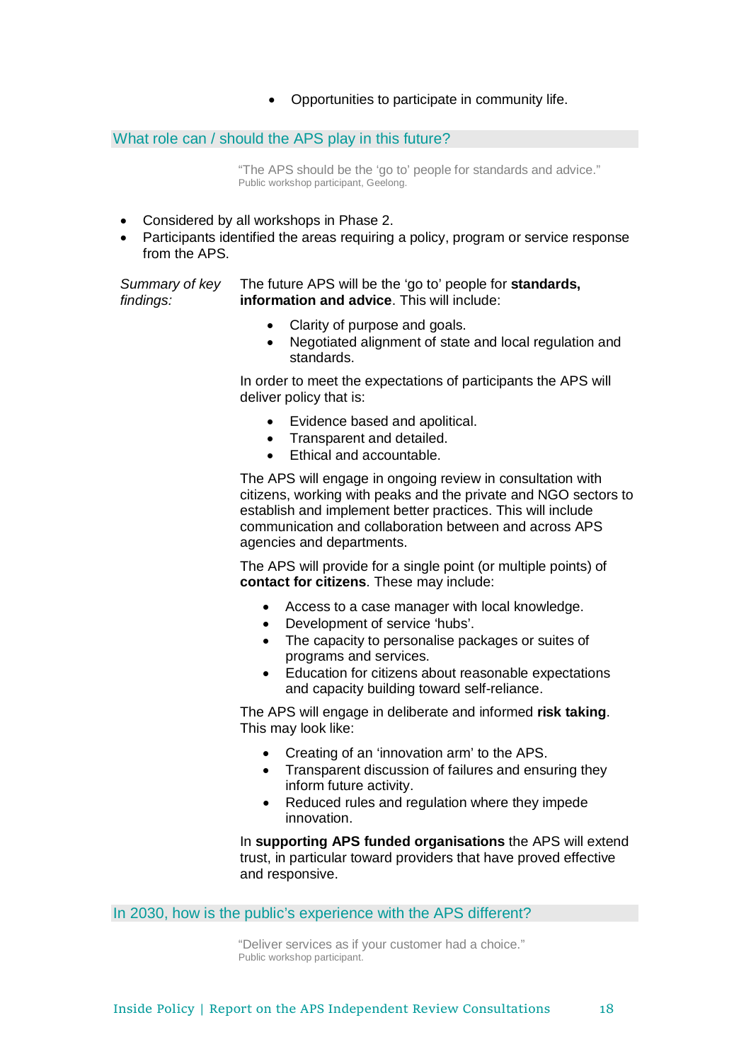- Opportunities to participate in community life.

## What role can / should the APS play in this future?

> "The APS should be the 'go to' people for standards and advice."
> Public workshop participant, Geelong.

- Considered by all workshops in Phase 2.
- Participants identified the areas requiring a policy, program or service response from the APS.

*Summary of key findings:*

The future APS will be the 'go to' people for **standards, information and advice**. This will include:

- Clarity of purpose and goals.
- Negotiated alignment of state and local regulation and standards.

In order to meet the expectations of participants the APS will deliver policy that is:

- Evidence based and apolitical.
- Transparent and detailed.
- Ethical and accountable.

The APS will engage in ongoing review in consultation with citizens, working with peaks and the private and NGO sectors to establish and implement better practices. This will include communication and collaboration between and across APS agencies and departments.

The APS will provide for a single point (or multiple points) of **contact for citizens**. These may include:

- Access to a case manager with local knowledge.
- Development of service 'hubs'.
- The capacity to personalise packages or suites of programs and services.
- Education for citizens about reasonable expectations and capacity building toward self-reliance.

The APS will engage in deliberate and informed **risk taking**. This may look like:

- Creating of an 'innovation arm' to the APS.
- Transparent discussion of failures and ensuring they inform future activity.
- Reduced rules and regulation where they impede innovation.

In **supporting APS funded organisations** the APS will extend trust, in particular toward providers that have proved effective and responsive.

## In 2030, how is the public's experience with the APS different?

> "Deliver services as if your customer had a choice."
> Public workshop participant.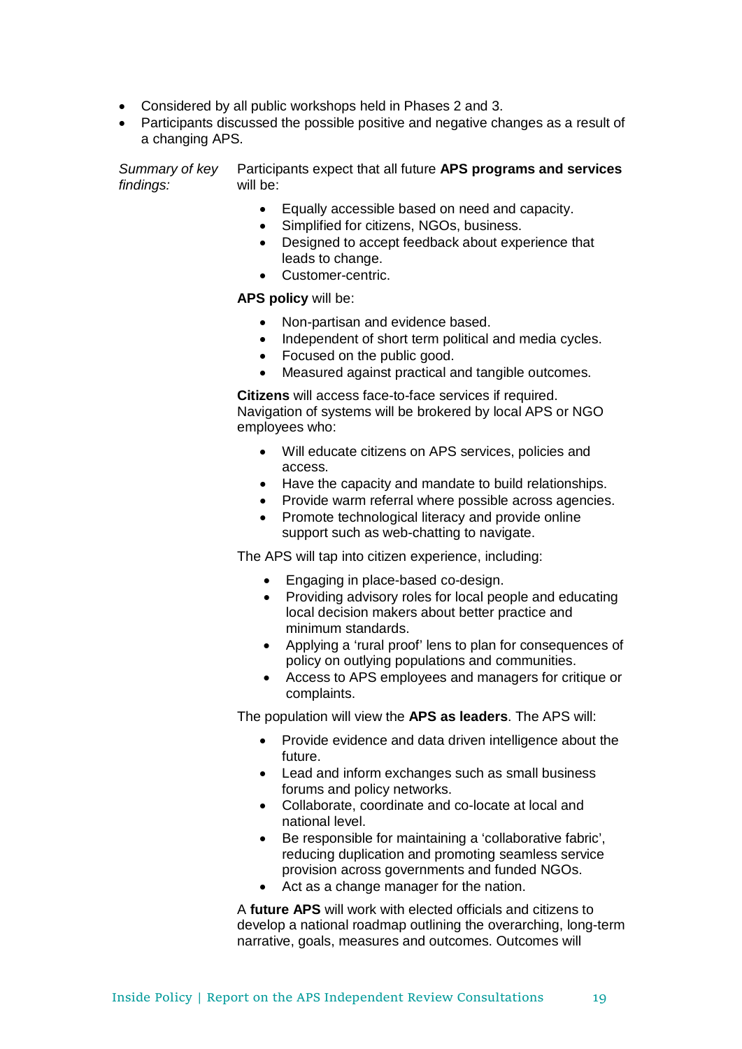- Considered by all public workshops held in Phases 2 and 3.
- Participants discussed the possible positive and negative changes as a result of a changing APS.

*Summary of key findings:*

Participants expect that all future **APS programs and services** will be:

- Equally accessible based on need and capacity.
- Simplified for citizens, NGOs, business.
- Designed to accept feedback about experience that leads to change.
- Customer-centric.

**APS policy** will be:

- Non-partisan and evidence based.
- Independent of short term political and media cycles.
- Focused on the public good.
- Measured against practical and tangible outcomes.

**Citizens** will access face-to-face services if required. Navigation of systems will be brokered by local APS or NGO employees who:

- Will educate citizens on APS services, policies and access.
- Have the capacity and mandate to build relationships.
- Provide warm referral where possible across agencies.
- Promote technological literacy and provide online support such as web-chatting to navigate.

The APS will tap into citizen experience, including:

- Engaging in place-based co-design.
- Providing advisory roles for local people and educating local decision makers about better practice and minimum standards.
- Applying a 'rural proof' lens to plan for consequences of policy on outlying populations and communities.
- Access to APS employees and managers for critique or complaints.

The population will view the **APS as leaders**. The APS will:

- Provide evidence and data driven intelligence about the future.
- Lead and inform exchanges such as small business forums and policy networks.
- Collaborate, coordinate and co-locate at local and national level.
- Be responsible for maintaining a 'collaborative fabric', reducing duplication and promoting seamless service provision across governments and funded NGOs.
- Act as a change manager for the nation.

A **future APS** will work with elected officials and citizens to develop a national roadmap outlining the overarching, long-term narrative, goals, measures and outcomes. Outcomes will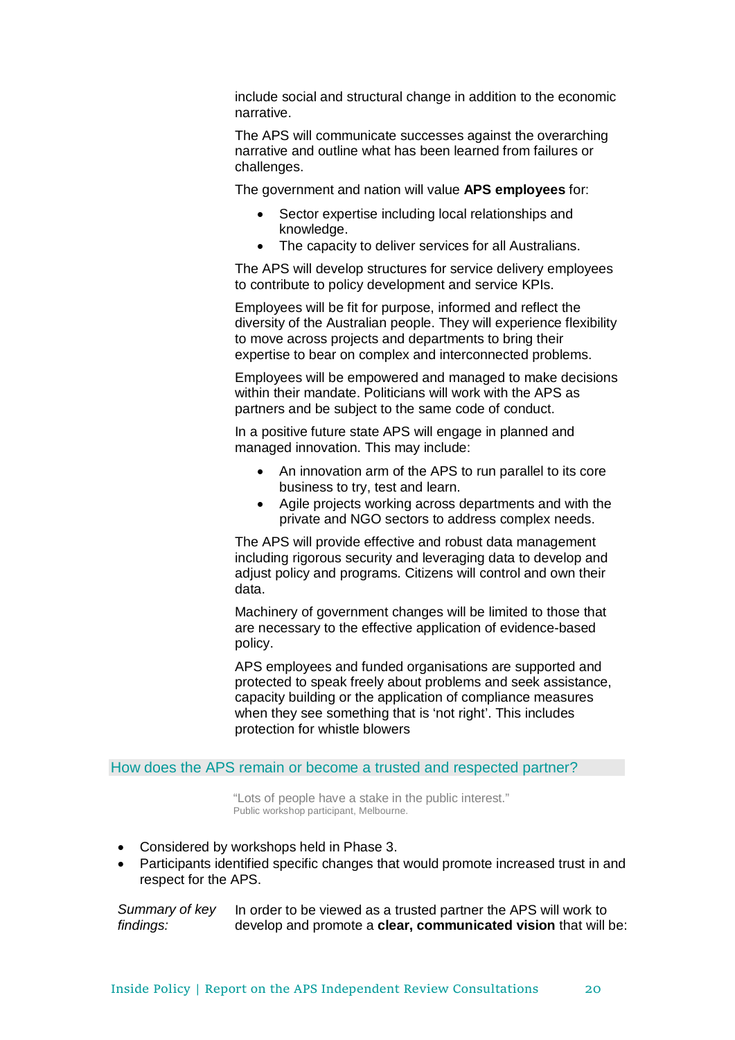include social and structural change in addition to the economic narrative.

The APS will communicate successes against the overarching narrative and outline what has been learned from failures or challenges.

The government and nation will value **APS employees** for:

- Sector expertise including local relationships and knowledge.
- The capacity to deliver services for all Australians.

The APS will develop structures for service delivery employees to contribute to policy development and service KPIs.

Employees will be fit for purpose, informed and reflect the diversity of the Australian people. They will experience flexibility to move across projects and departments to bring their expertise to bear on complex and interconnected problems.

Employees will be empowered and managed to make decisions within their mandate. Politicians will work with the APS as partners and be subject to the same code of conduct.

In a positive future state APS will engage in planned and managed innovation. This may include:

- An innovation arm of the APS to run parallel to its core business to try, test and learn.
- Agile projects working across departments and with the private and NGO sectors to address complex needs.

The APS will provide effective and robust data management including rigorous security and leveraging data to develop and adjust policy and programs. Citizens will control and own their data.

Machinery of government changes will be limited to those that are necessary to the effective application of evidence-based policy.

APS employees and funded organisations are supported and protected to speak freely about problems and seek assistance, capacity building or the application of compliance measures when they see something that is 'not right'. This includes protection for whistle blowers

### How does the APS remain or become a trusted and respected partner?

"Lots of people have a stake in the public interest."
Public workshop participant, Melbourne.

- Considered by workshops held in Phase 3.
- Participants identified specific changes that would promote increased trust in and respect for the APS.

*Summary of key findings:* In order to be viewed as a trusted partner the APS will work to develop and promote a **clear, communicated vision** that will be: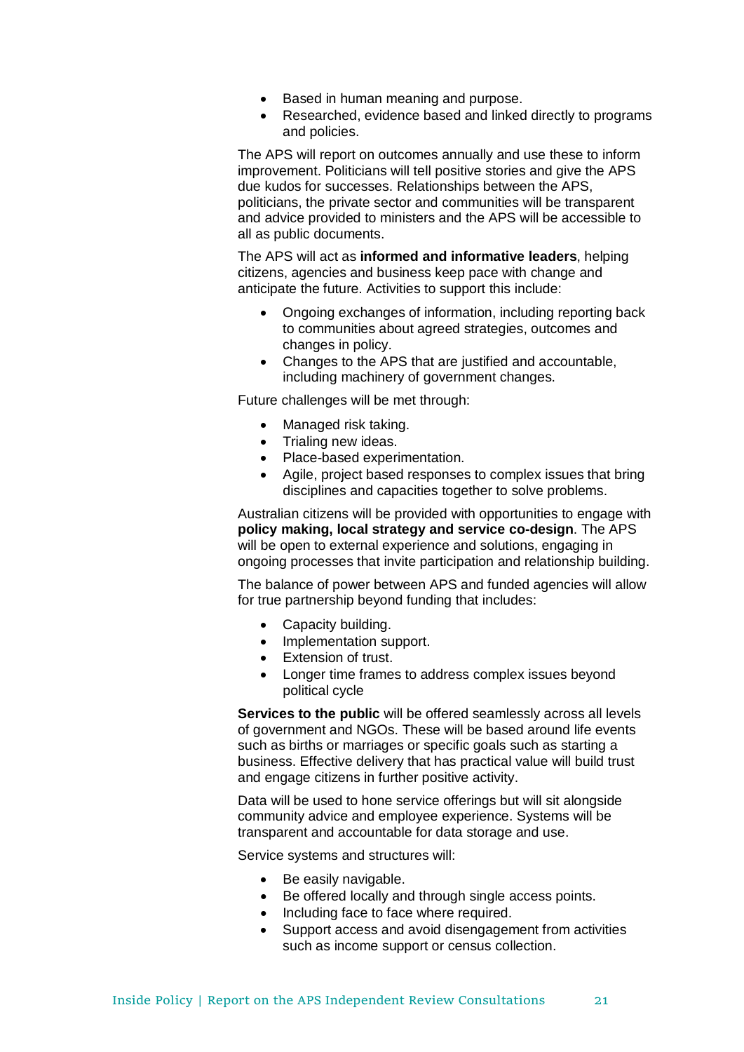- Based in human meaning and purpose.
- Researched, evidence based and linked directly to programs and policies.

The APS will report on outcomes annually and use these to inform improvement. Politicians will tell positive stories and give the APS due kudos for successes. Relationships between the APS, politicians, the private sector and communities will be transparent and advice provided to ministers and the APS will be accessible to all as public documents.

The APS will act as **informed and informative leaders**, helping citizens, agencies and business keep pace with change and anticipate the future. Activities to support this include:

- Ongoing exchanges of information, including reporting back to communities about agreed strategies, outcomes and changes in policy.
- Changes to the APS that are justified and accountable, including machinery of government changes.

Future challenges will be met through:

- Managed risk taking.
- Trialing new ideas.
- Place-based experimentation.
- Agile, project based responses to complex issues that bring disciplines and capacities together to solve problems.

Australian citizens will be provided with opportunities to engage with **policy making, local strategy and service co-design**. The APS will be open to external experience and solutions, engaging in ongoing processes that invite participation and relationship building.

The balance of power between APS and funded agencies will allow for true partnership beyond funding that includes:

- Capacity building.
- Implementation support.
- Extension of trust.
- Longer time frames to address complex issues beyond political cycle

**Services to the public** will be offered seamlessly across all levels of government and NGOs. These will be based around life events such as births or marriages or specific goals such as starting a business. Effective delivery that has practical value will build trust and engage citizens in further positive activity.

Data will be used to hone service offerings but will sit alongside community advice and employee experience. Systems will be transparent and accountable for data storage and use.

Service systems and structures will:

- Be easily navigable.
- Be offered locally and through single access points.
- Including face to face where required.
- Support access and avoid disengagement from activities such as income support or census collection.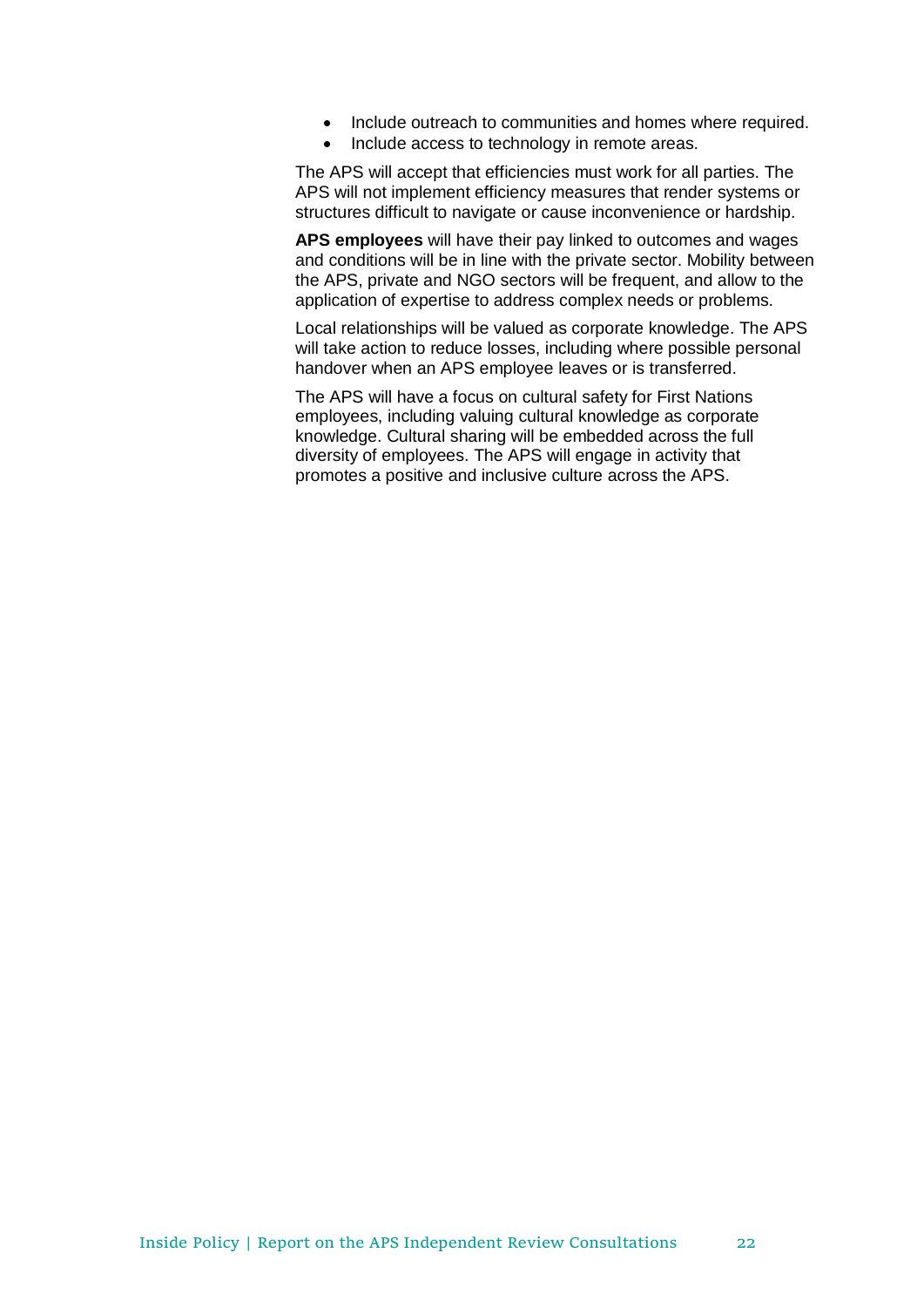- Include outreach to communities and homes where required.
- Include access to technology in remote areas.

The APS will accept that efficiencies must work for all parties. The APS will not implement efficiency measures that render systems or structures difficult to navigate or cause inconvenience or hardship.

**APS employees** will have their pay linked to outcomes and wages and conditions will be in line with the private sector. Mobility between the APS, private and NGO sectors will be frequent, and allow to the application of expertise to address complex needs or problems.

Local relationships will be valued as corporate knowledge. The APS will take action to reduce losses, including where possible personal handover when an APS employee leaves or is transferred.

The APS will have a focus on cultural safety for First Nations employees, including valuing cultural knowledge as corporate knowledge. Cultural sharing will be embedded across the full diversity of employees. The APS will engage in activity that promotes a positive and inclusive culture across the APS.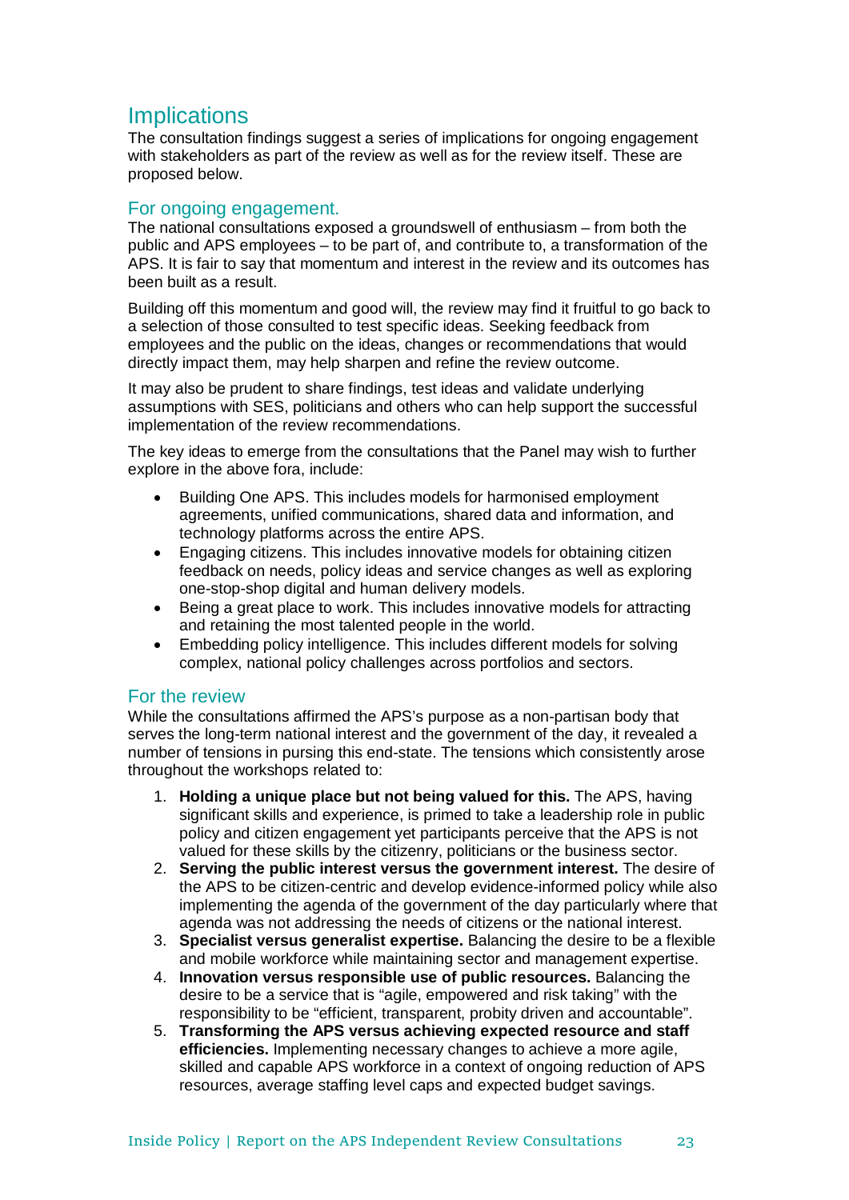## Implications

The consultation findings suggest a series of implications for ongoing engagement with stakeholders as part of the review as well as for the review itself. These are proposed below.

### For ongoing engagement.

The national consultations exposed a groundswell of enthusiasm – from both the public and APS employees – to be part of, and contribute to, a transformation of the APS. It is fair to say that momentum and interest in the review and its outcomes has been built as a result.

Building off this momentum and good will, the review may find it fruitful to go back to a selection of those consulted to test specific ideas. Seeking feedback from employees and the public on the ideas, changes or recommendations that would directly impact them, may help sharpen and refine the review outcome.

It may also be prudent to share findings, test ideas and validate underlying assumptions with SES, politicians and others who can help support the successful implementation of the review recommendations.

The key ideas to emerge from the consultations that the Panel may wish to further explore in the above fora, include:

- Building One APS. This includes models for harmonised employment agreements, unified communications, shared data and information, and technology platforms across the entire APS.
- Engaging citizens. This includes innovative models for obtaining citizen feedback on needs, policy ideas and service changes as well as exploring one-stop-shop digital and human delivery models.
- Being a great place to work. This includes innovative models for attracting and retaining the most talented people in the world.
- Embedding policy intelligence. This includes different models for solving complex, national policy challenges across portfolios and sectors.

### For the review

While the consultations affirmed the APS's purpose as a non-partisan body that serves the long-term national interest and the government of the day, it revealed a number of tensions in pursing this end-state. The tensions which consistently arose throughout the workshops related to:

1. **Holding a unique place but not being valued for this.** The APS, having significant skills and experience, is primed to take a leadership role in public policy and citizen engagement yet participants perceive that the APS is not valued for these skills by the citizenry, politicians or the business sector.
2. **Serving the public interest versus the government interest.** The desire of the APS to be citizen-centric and develop evidence-informed policy while also implementing the agenda of the government of the day particularly where that agenda was not addressing the needs of citizens or the national interest.
3. **Specialist versus generalist expertise.** Balancing the desire to be a flexible and mobile workforce while maintaining sector and management expertise.
4. **Innovation versus responsible use of public resources.** Balancing the desire to be a service that is "agile, empowered and risk taking" with the responsibility to be "efficient, transparent, probity driven and accountable".
5. **Transforming the APS versus achieving expected resource and staff efficiencies.** Implementing necessary changes to achieve a more agile, skilled and capable APS workforce in a context of ongoing reduction of APS resources, average staffing level caps and expected budget savings.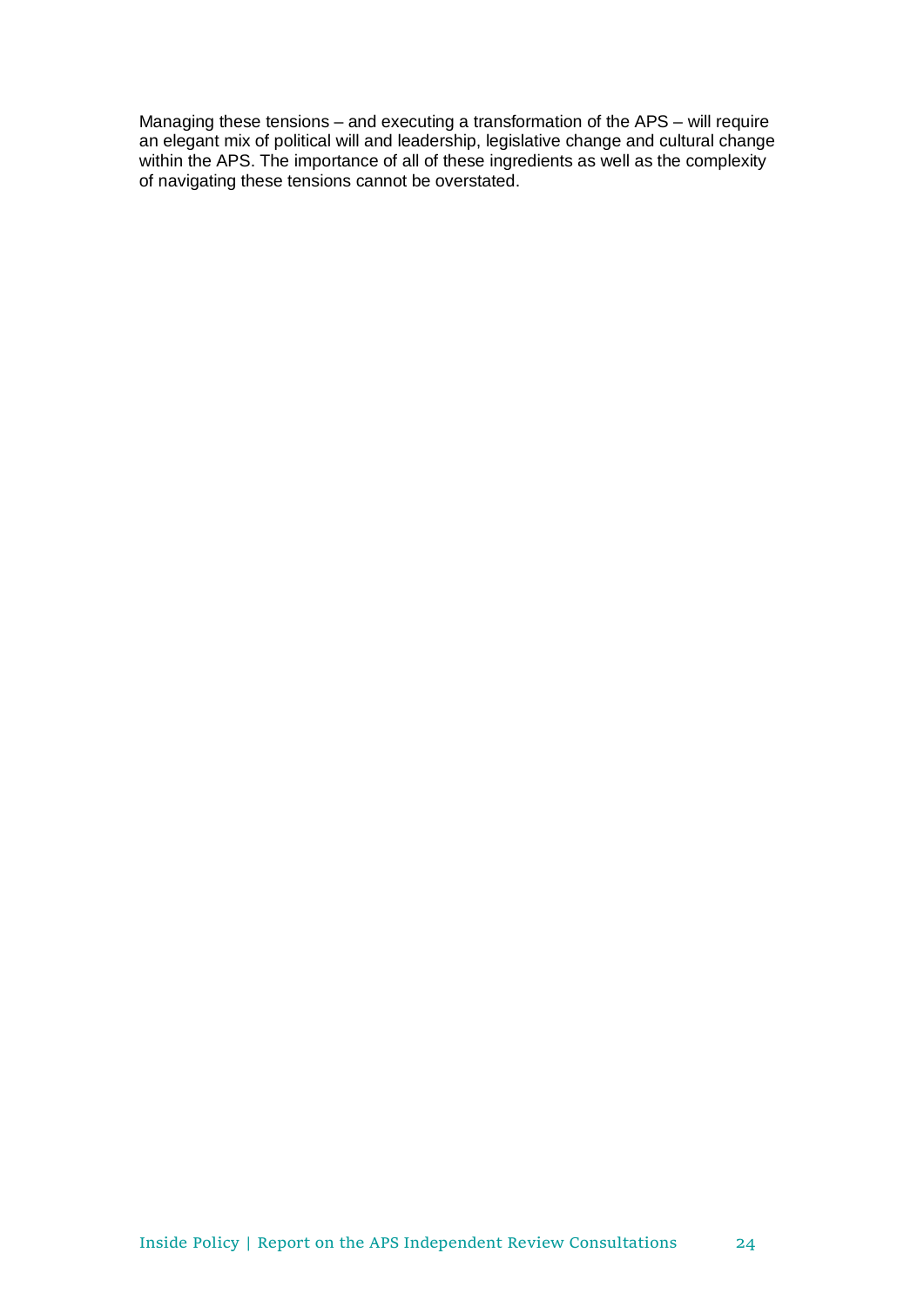Managing these tensions – and executing a transformation of the APS – will require an elegant mix of political will and leadership, legislative change and cultural change within the APS. The importance of all of these ingredients as well as the complexity of navigating these tensions cannot be overstated.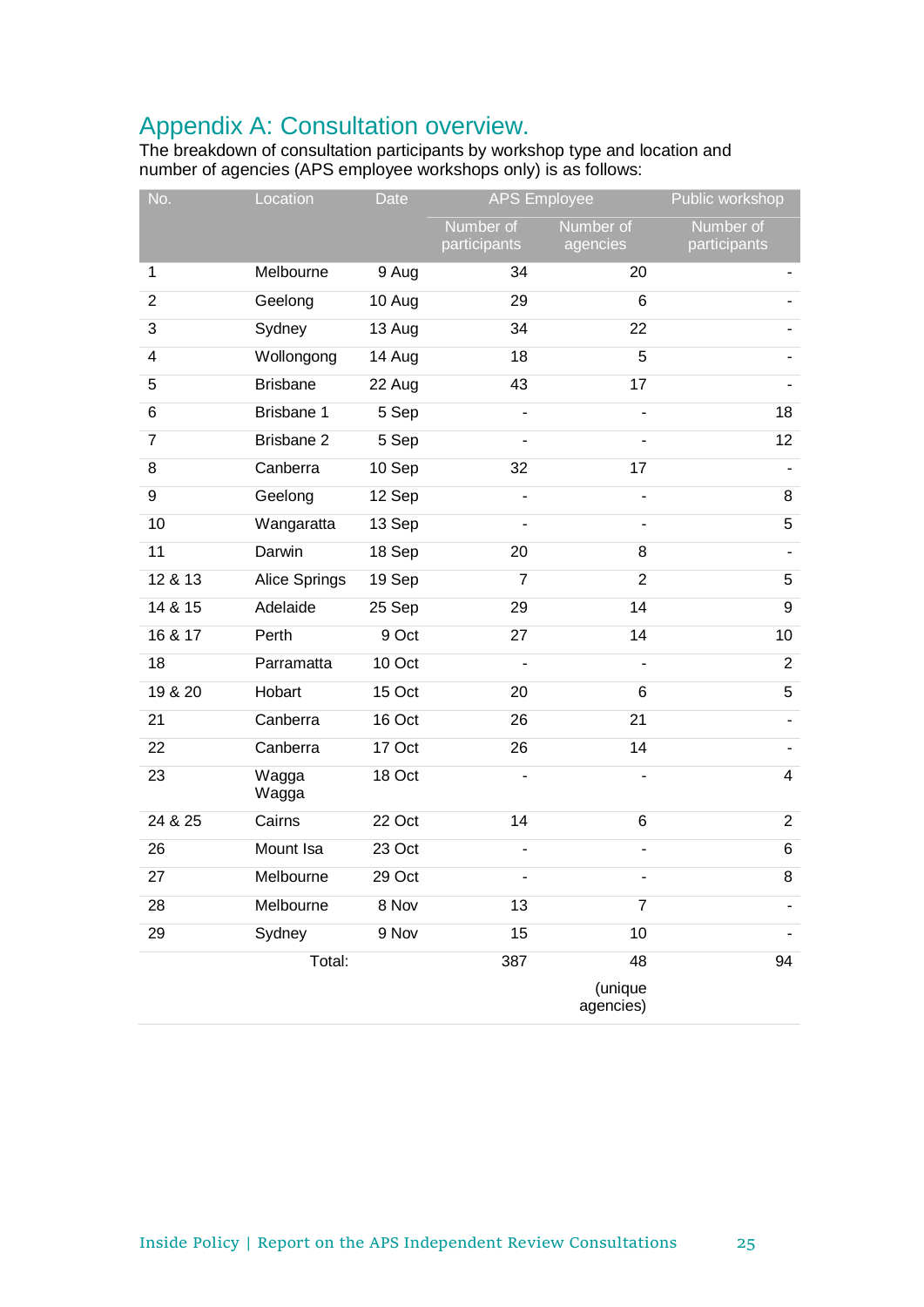# Appendix A: Consultation overview.

The breakdown of consultation participants by workshop type and location and number of agencies (APS employee workshops only) is as follows:

| No. | Location | Date | APS Employee | | Public workshop |
|---|---|---|---|---|---|
| | | | Number of participants | Number of agencies | Number of participants |
| 1 | Melbourne | 9 Aug | 34 | 20 | - |
| 2 | Geelong | 10 Aug | 29 | 6 | - |
| 3 | Sydney | 13 Aug | 34 | 22 | - |
| 4 | Wollongong | 14 Aug | 18 | 5 | - |
| 5 | Brisbane | 22 Aug | 43 | 17 | - |
| 6 | Brisbane 1 | 5 Sep | - | - | 18 |
| 7 | Brisbane 2 | 5 Sep | - | - | 12 |
| 8 | Canberra | 10 Sep | 32 | 17 | - |
| 9 | Geelong | 12 Sep | - | - | 8 |
| 10 | Wangaratta | 13 Sep | - | - | 5 |
| 11 | Darwin | 18 Sep | 20 | 8 | - |
| 12 & 13 | Alice Springs | 19 Sep | 7 | 2 | 5 |
| 14 & 15 | Adelaide | 25 Sep | 29 | 14 | 9 |
| 16 & 17 | Perth | 9 Oct | 27 | 14 | 10 |
| 18 | Parramatta | 10 Oct | - | - | 2 |
| 19 & 20 | Hobart | 15 Oct | 20 | 6 | 5 |
| 21 | Canberra | 16 Oct | 26 | 21 | - |
| 22 | Canberra | 17 Oct | 26 | 14 | - |
| 23 | Wagga Wagga | 18 Oct | - | - | 4 |
| 24 & 25 | Cairns | 22 Oct | 14 | 6 | 2 |
| 26 | Mount Isa | 23 Oct | - | - | 6 |
| 27 | Melbourne | 29 Oct | - | - | 8 |
| 28 | Melbourne | 8 Nov | 13 | 7 | - |
| 29 | Sydney | 9 Nov | 15 | 10 | - |
| | Total: | | 387 | 48 (unique agencies) | 94 |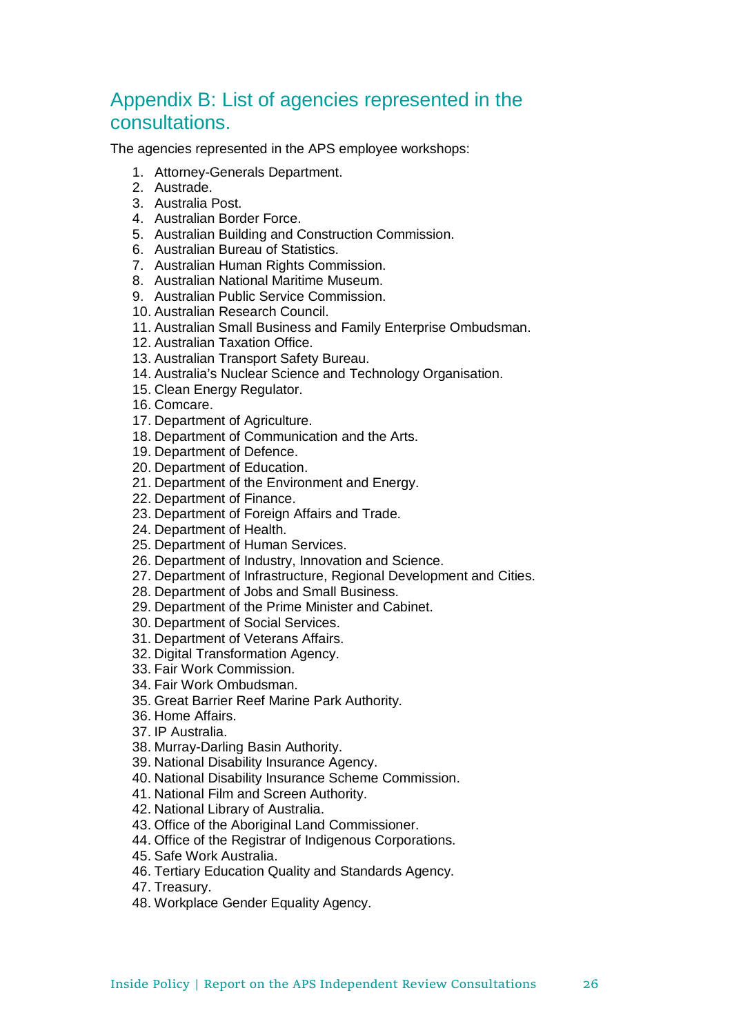## Appendix B: List of agencies represented in the consultations.

The agencies represented in the APS employee workshops:

1. Attorney-Generals Department.
2. Austrade.
3. Australia Post.
4. Australian Border Force.
5. Australian Building and Construction Commission.
6. Australian Bureau of Statistics.
7. Australian Human Rights Commission.
8. Australian National Maritime Museum.
9. Australian Public Service Commission.
10. Australian Research Council.
11. Australian Small Business and Family Enterprise Ombudsman.
12. Australian Taxation Office.
13. Australian Transport Safety Bureau.
14. Australia's Nuclear Science and Technology Organisation.
15. Clean Energy Regulator.
16. Comcare.
17. Department of Agriculture.
18. Department of Communication and the Arts.
19. Department of Defence.
20. Department of Education.
21. Department of the Environment and Energy.
22. Department of Finance.
23. Department of Foreign Affairs and Trade.
24. Department of Health.
25. Department of Human Services.
26. Department of Industry, Innovation and Science.
27. Department of Infrastructure, Regional Development and Cities.
28. Department of Jobs and Small Business.
29. Department of the Prime Minister and Cabinet.
30. Department of Social Services.
31. Department of Veterans Affairs.
32. Digital Transformation Agency.
33. Fair Work Commission.
34. Fair Work Ombudsman.
35. Great Barrier Reef Marine Park Authority.
36. Home Affairs.
37. IP Australia.
38. Murray-Darling Basin Authority.
39. National Disability Insurance Agency.
40. National Disability Insurance Scheme Commission.
41. National Film and Screen Authority.
42. National Library of Australia.
43. Office of the Aboriginal Land Commissioner.
44. Office of the Registrar of Indigenous Corporations.
45. Safe Work Australia.
46. Tertiary Education Quality and Standards Agency.
47. Treasury.
48. Workplace Gender Equality Agency.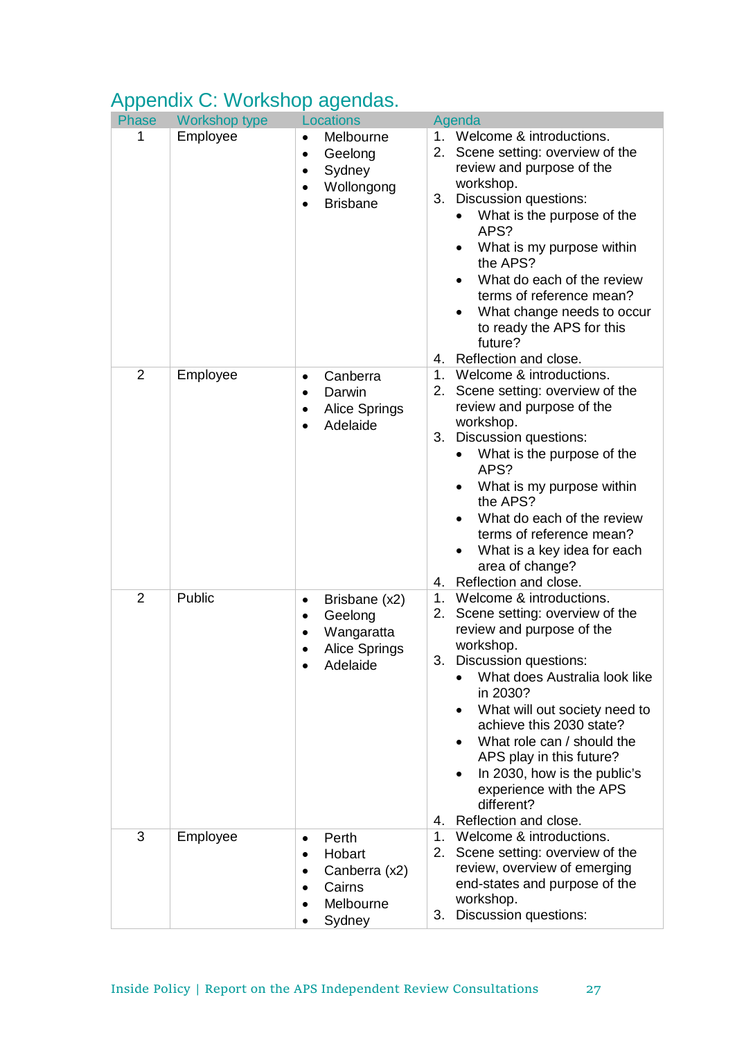## Appendix C: Workshop agendas.

| Phase | Workshop type | Locations | Agenda |
|---|---|---|---|
| 1 | Employee | • Melbourne<br>• Geelong<br>• Sydney<br>• Wollongong<br>• Brisbane | 1. Welcome & introductions.<br>2. Scene setting: overview of the review and purpose of the workshop.<br>3. Discussion questions:<br>• What is the purpose of the APS?<br>• What is my purpose within the APS?<br>• What do each of the review terms of reference mean?<br>• What change needs to occur to ready the APS for this future?<br>4. Reflection and close. |
| 2 | Employee | • Canberra<br>• Darwin<br>• Alice Springs<br>• Adelaide | 1. Welcome & introductions.<br>2. Scene setting: overview of the review and purpose of the workshop.<br>3. Discussion questions:<br>• What is the purpose of the APS?<br>• What is my purpose within the APS?<br>• What do each of the review terms of reference mean?<br>• What is a key idea for each area of change?<br>4. Reflection and close. |
| 2 | Public | • Brisbane (x2)<br>• Geelong<br>• Wangaratta<br>• Alice Springs<br>• Adelaide | 1. Welcome & introductions.<br>2. Scene setting: overview of the review and purpose of the workshop.<br>3. Discussion questions:<br>• What does Australia look like in 2030?<br>• What will out society need to achieve this 2030 state?<br>• What role can / should the APS play in this future?<br>• In 2030, how is the public's experience with the APS different?<br>4. Reflection and close. |
| 3 | Employee | • Perth<br>• Hobart<br>• Canberra (x2)<br>• Cairns<br>• Melbourne<br>• Sydney | 1. Welcome & introductions.<br>2. Scene setting: overview of the review, overview of emerging end-states and purpose of the workshop.<br>3. Discussion questions: |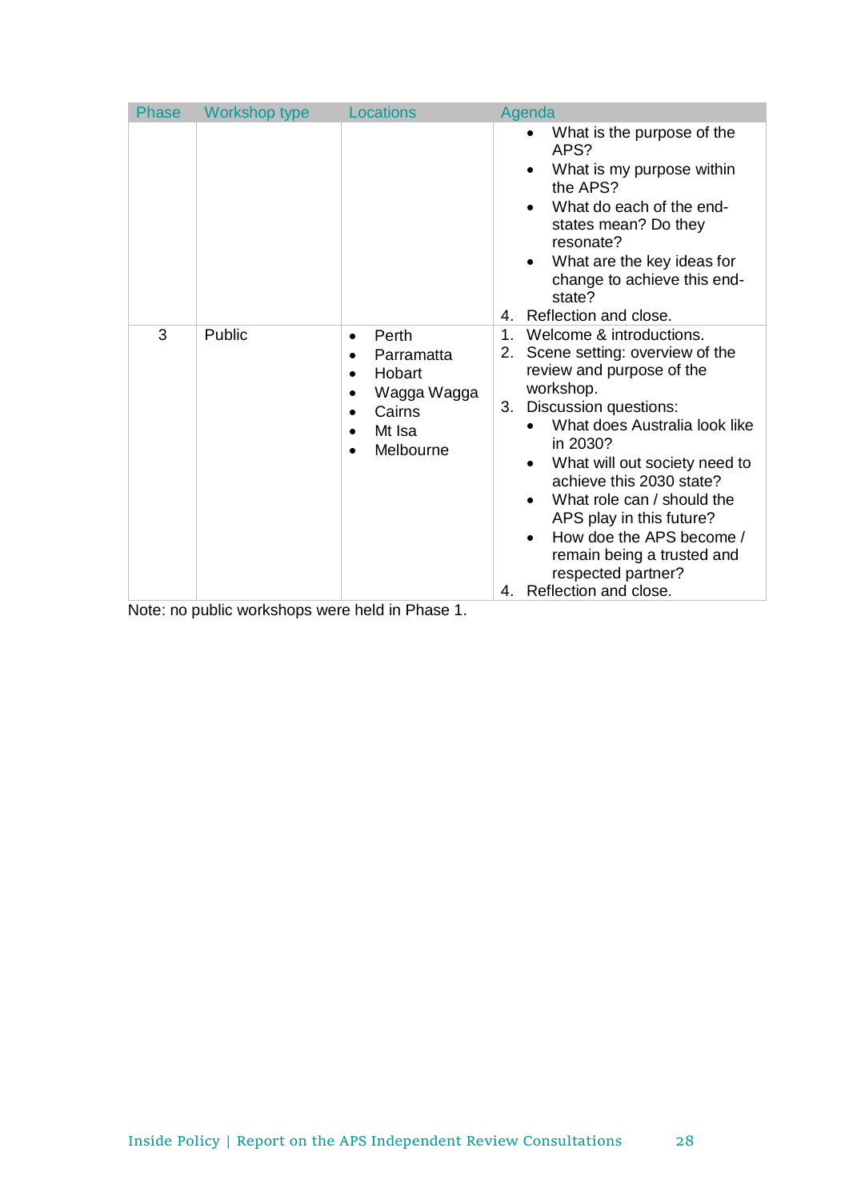| Phase | Workshop type | Locations | Agenda |
|---|---|---|---|
| | | | • What is the purpose of the APS?<br>• What is my purpose within the APS?<br>• What do each of the end-states mean? Do they resonate?<br>• What are the key ideas for change to achieve this end-state?<br>4. Reflection and close. |
| 3 | Public | • Perth<br>• Parramatta<br>• Hobart<br>• Wagga Wagga<br>• Cairns<br>• Mt Isa<br>• Melbourne | 1. Welcome & introductions.<br>2. Scene setting: overview of the review and purpose of the workshop.<br>3. Discussion questions:<br>• What does Australia look like in 2030?<br>• What will out society need to achieve this 2030 state?<br>• What role can / should the APS play in this future?<br>• How doe the APS become / remain being a trusted and respected partner?<br>4. Reflection and close. |

Note: no public workshops were held in Phase 1.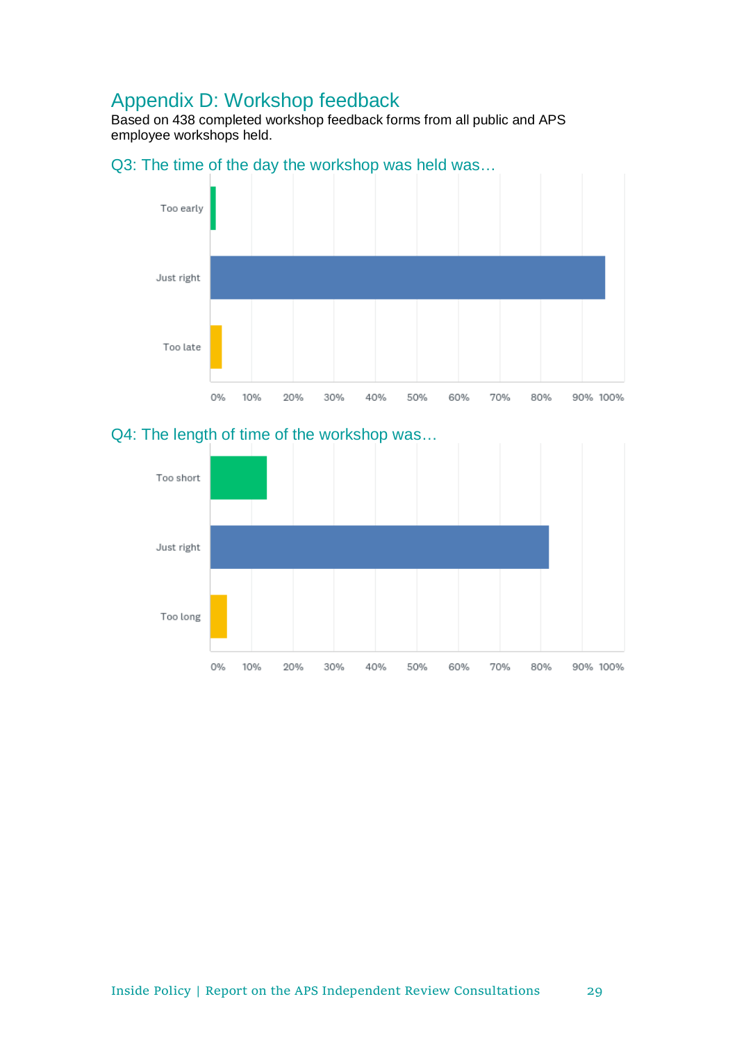## Appendix D: Workshop feedback

Based on 438 completed workshop feedback forms from all public and APS employee workshops held.

### Q3: The time of the day the workshop was held was…

Too early

Just right

Too late

0% 10% 20% 30% 40% 50% 60% 70% 80% 90% 100%

### Q4: The length of time of the workshop was…

Too short

Just right

Too long

0% 10% 20% 30% 40% 50% 60% 70% 80% 90% 100%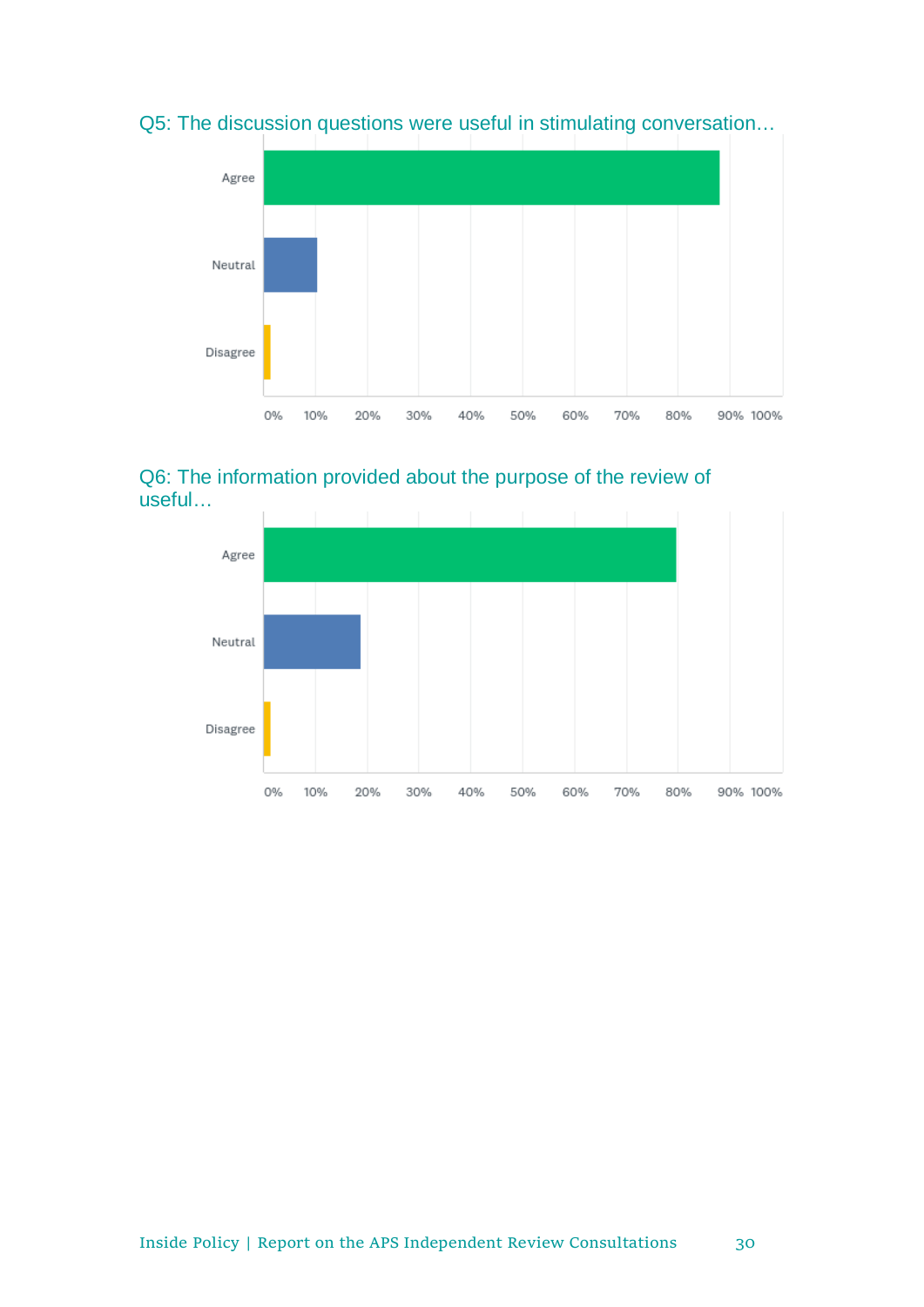Q5: The discussion questions were useful in stimulating conversation…

| Response | Approximate % |
| --- | --- |
| Agree | ~88% |
| Neutral | ~10% |
| Disagree | ~1% |

Q6: The information provided about the purpose of the review of useful…

| Response | Approximate % |
| --- | --- |
| Agree | ~80% |
| Neutral | ~19% |
| Disagree | ~1% |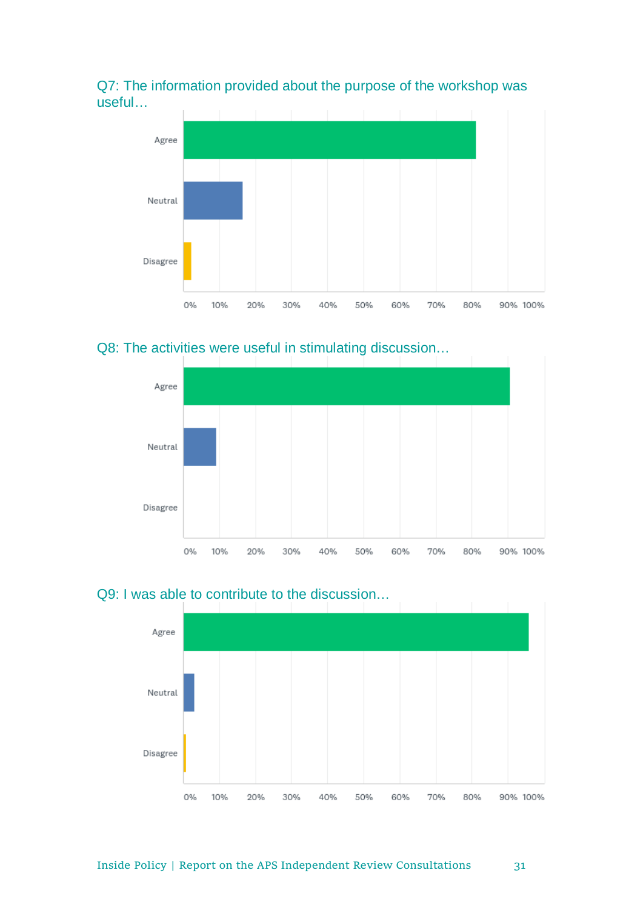Q7: The information provided about the purpose of the workshop was useful…

Agree
Neutral
Disagree

0% 10% 20% 30% 40% 50% 60% 70% 80% 90% 100%

Q8: The activities were useful in stimulating discussion…

Agree
Neutral
Disagree

0% 10% 20% 30% 40% 50% 60% 70% 80% 90% 100%

Q9: I was able to contribute to the discussion…

Agree
Neutral
Disagree

0% 10% 20% 30% 40% 50% 60% 70% 80% 90% 100%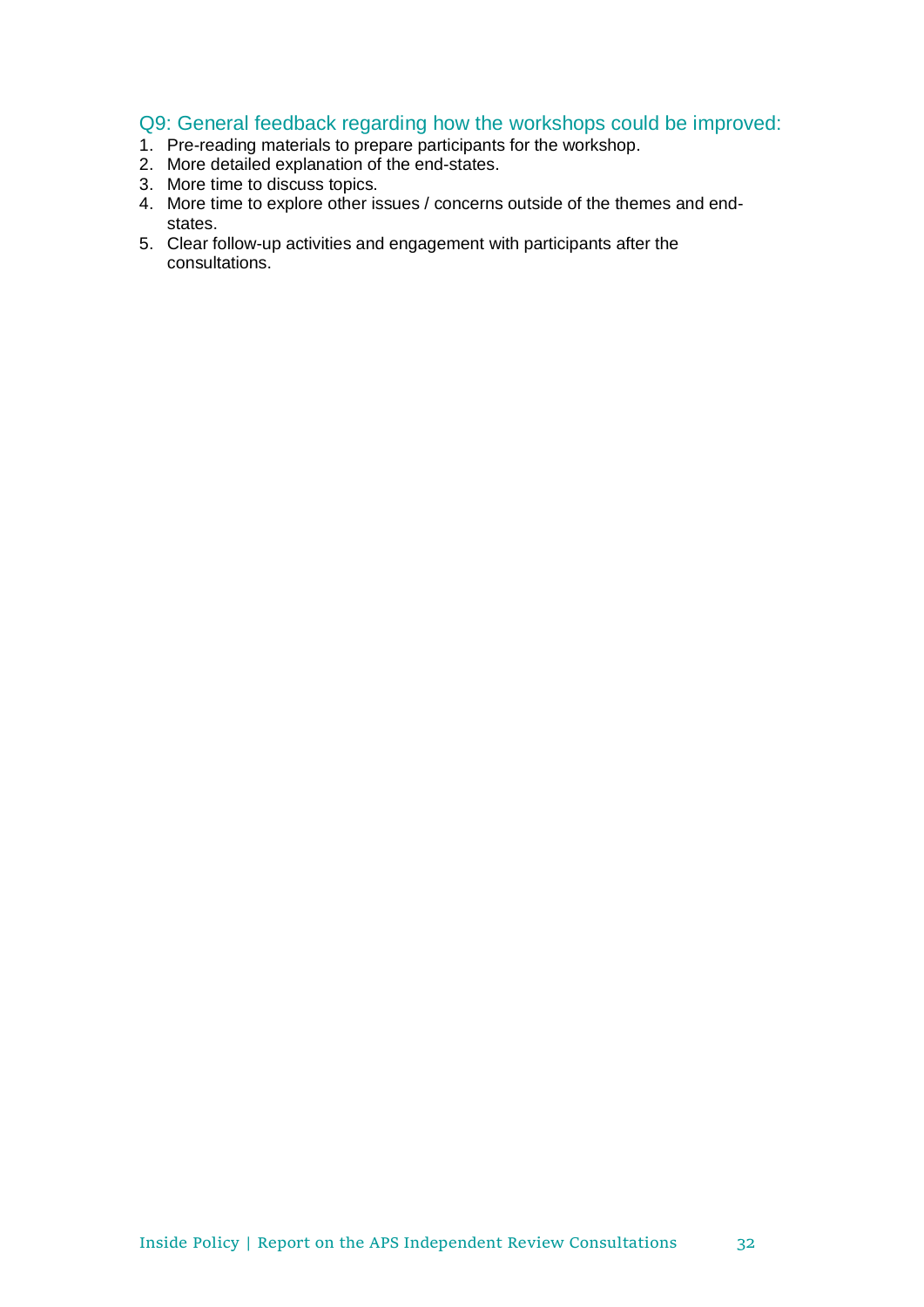### Q9: General feedback regarding how the workshops could be improved:

1. Pre-reading materials to prepare participants for the workshop.
2. More detailed explanation of the end-states.
3. More time to discuss topics.
4. More time to explore other issues / concerns outside of the themes and end-states.
5. Clear follow-up activities and engagement with participants after the consultations.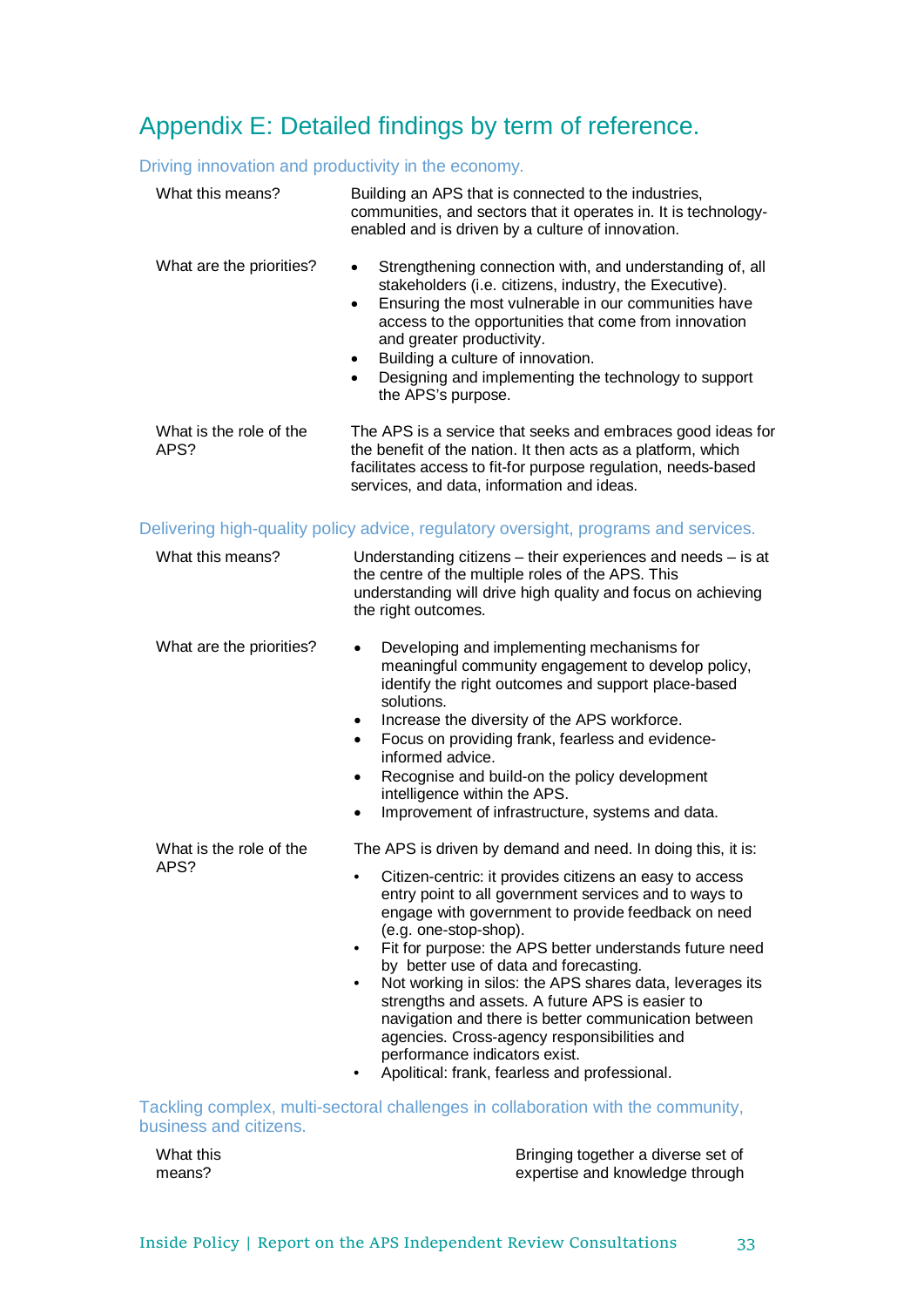# Appendix E: Detailed findings by term of reference.

## Driving innovation and productivity in the economy.

| | |
|---|---|
| What this means? | Building an APS that is connected to the industries, communities, and sectors that it operates in. It is technology-enabled and is driven by a culture of innovation. |
| What are the priorities? | • Strengthening connection with, and understanding of, all stakeholders (i.e. citizens, industry, the Executive).<br>• Ensuring the most vulnerable in our communities have access to the opportunities that come from innovation and greater productivity.<br>• Building a culture of innovation.<br>• Designing and implementing the technology to support the APS's purpose. |
| What is the role of the APS? | The APS is a service that seeks and embraces good ideas for the benefit of the nation. It then acts as a platform, which facilitates access to fit-for purpose regulation, needs-based services, and data, information and ideas. |

## Delivering high-quality policy advice, regulatory oversight, programs and services.

| | |
|---|---|
| What this means? | Understanding citizens – their experiences and needs – is at the centre of the multiple roles of the APS. This understanding will drive high quality and focus on achieving the right outcomes. |
| What are the priorities? | • Developing and implementing mechanisms for meaningful community engagement to develop policy, identify the right outcomes and support place-based solutions.<br>• Increase the diversity of the APS workforce.<br>• Focus on providing frank, fearless and evidence-informed advice.<br>• Recognise and build-on the policy development intelligence within the APS.<br>• Improvement of infrastructure, systems and data. |
| What is the role of the APS? | The APS is driven by demand and need. In doing this, it is:<br>• Citizen-centric: it provides citizens an easy to access entry point to all government services and to ways to engage with government to provide feedback on need (e.g. one-stop-shop).<br>• Fit for purpose: the APS better understands future need by better use of data and forecasting.<br>• Not working in silos: the APS shares data, leverages its strengths and assets. A future APS is easier to navigation and there is better communication between agencies. Cross-agency responsibilities and performance indicators exist.<br>• Apolitical: frank, fearless and professional. |

## Tackling complex, multi-sectoral challenges in collaboration with the community, business and citizens.

| | |
|---|---|
| What this means? | Bringing together a diverse set of expertise and knowledge through |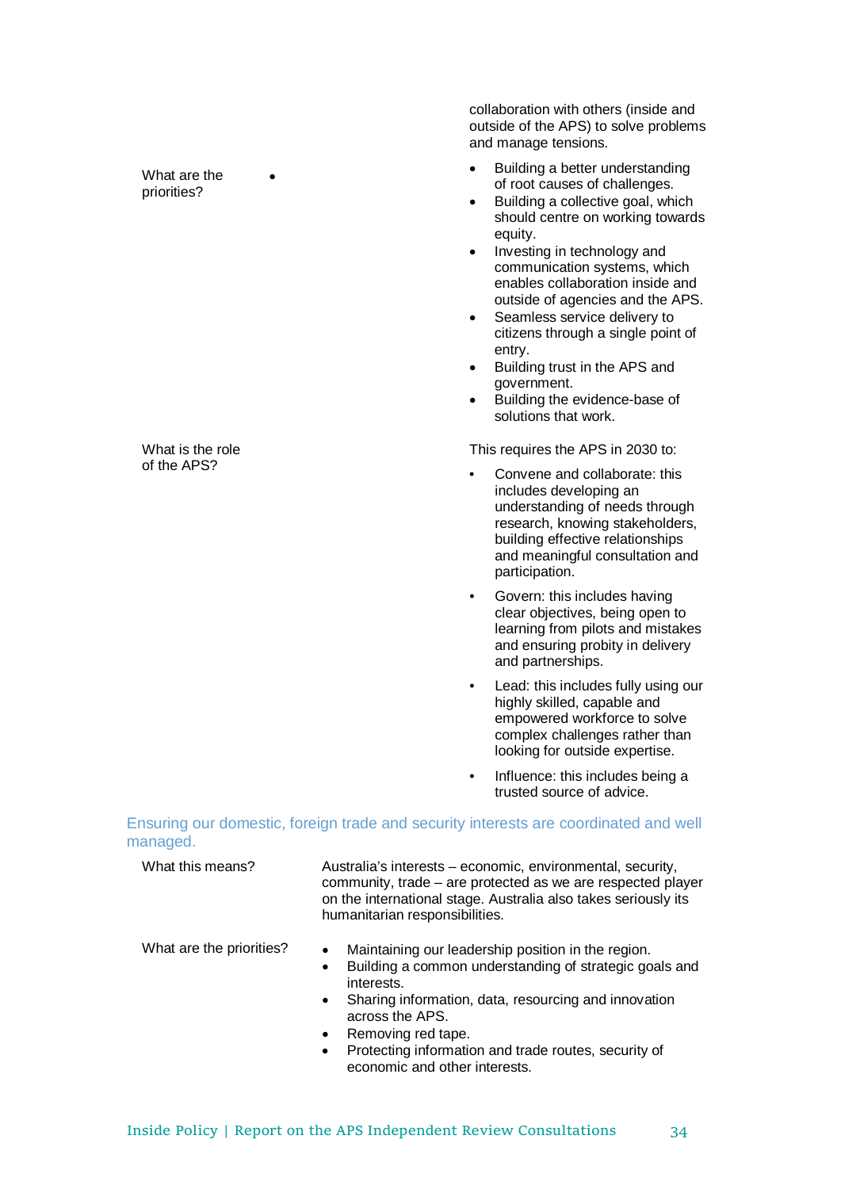collaboration with others (inside and outside of the APS) to solve problems and manage tensions.

| | |
|---|---|
| What are the priorities? | • Building a better understanding of root causes of challenges.<br>• Building a collective goal, which should centre on working towards equity.<br>• Investing in technology and communication systems, which enables collaboration inside and outside of agencies and the APS.<br>• Seamless service delivery to citizens through a single point of entry.<br>• Building trust in the APS and government.<br>• Building the evidence-base of solutions that work. |
| What is the role of the APS? | This requires the APS in 2030 to:<br>• Convene and collaborate: this includes developing an understanding of needs through research, knowing stakeholders, building effective relationships and meaningful consultation and participation.<br>• Govern: this includes having clear objectives, being open to learning from pilots and mistakes and ensuring probity in delivery and partnerships.<br>• Lead: this includes fully using our highly skilled, capable and empowered workforce to solve complex challenges rather than looking for outside expertise.<br>• Influence: this includes being a trusted source of advice. |

### Ensuring our domestic, foreign trade and security interests are coordinated and well managed.

| | |
|---|---|
| What this means? | Australia's interests – economic, environmental, security, community, trade – are protected as we are respected player on the international stage. Australia also takes seriously its humanitarian responsibilities. |
| What are the priorities? | • Maintaining our leadership position in the region.<br>• Building a common understanding of strategic goals and interests.<br>• Sharing information, data, resourcing and innovation across the APS.<br>• Removing red tape.<br>• Protecting information and trade routes, security of economic and other interests. |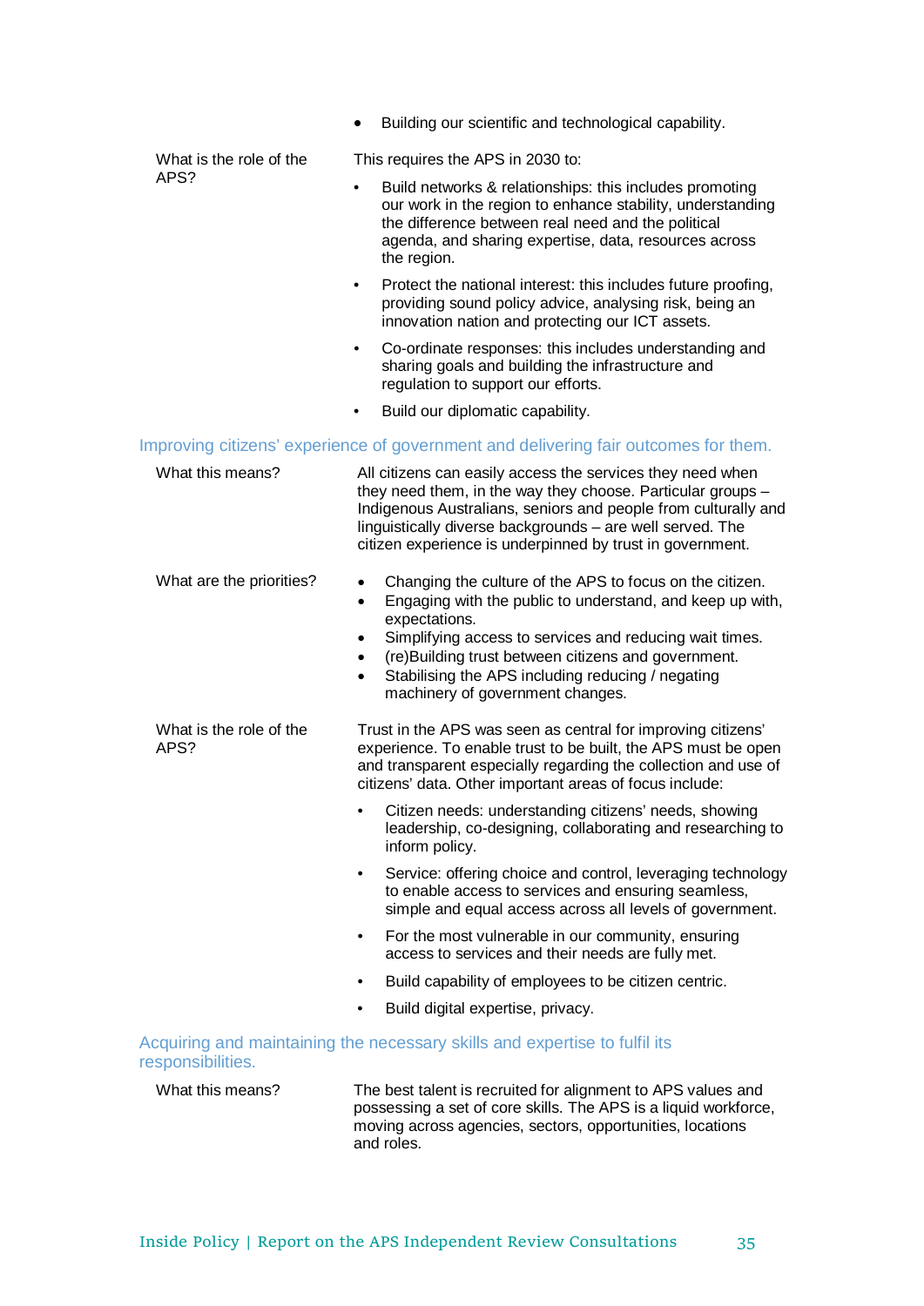- Building our scientific and technological capability.

**What is the role of the APS?**

This requires the APS in 2030 to:

- Build networks & relationships: this includes promoting our work in the region to enhance stability, understanding the difference between real need and the political agenda, and sharing expertise, data, resources across the region.
- Protect the national interest: this includes future proofing, providing sound policy advice, analysing risk, being an innovation nation and protecting our ICT assets.
- Co-ordinate responses: this includes understanding and sharing goals and building the infrastructure and regulation to support our efforts.
- Build our diplomatic capability.

### Improving citizens' experience of government and delivering fair outcomes for them.

**What this means?**

All citizens can easily access the services they need when they need them, in the way they choose. Particular groups – Indigenous Australians, seniors and people from culturally and linguistically diverse backgrounds – are well served. The citizen experience is underpinned by trust in government.

**What are the priorities?**

- Changing the culture of the APS to focus on the citizen.
- Engaging with the public to understand, and keep up with, expectations.
- Simplifying access to services and reducing wait times.
- (re)Building trust between citizens and government.
- Stabilising the APS including reducing / negating machinery of government changes.

**What is the role of the APS?**

Trust in the APS was seen as central for improving citizens' experience. To enable trust to be built, the APS must be open and transparent especially regarding the collection and use of citizens' data. Other important areas of focus include:

- Citizen needs: understanding citizens' needs, showing leadership, co-designing, collaborating and researching to inform policy.
- Service: offering choice and control, leveraging technology to enable access to services and ensuring seamless, simple and equal access across all levels of government.
- For the most vulnerable in our community, ensuring access to services and their needs are fully met.
- Build capability of employees to be citizen centric.
- Build digital expertise, privacy.

### Acquiring and maintaining the necessary skills and expertise to fulfil its responsibilities.

**What this means?**

The best talent is recruited for alignment to APS values and possessing a set of core skills. The APS is a liquid workforce, moving across agencies, sectors, opportunities, locations and roles.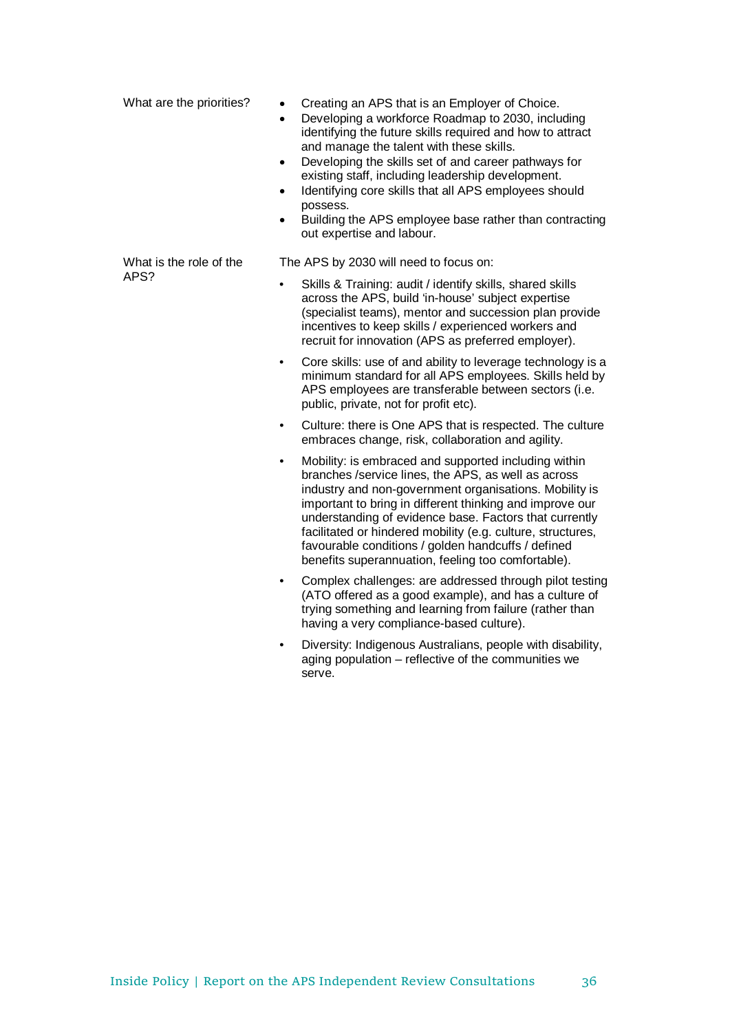| | |
|---|---|
| What are the priorities? | • Creating an APS that is an Employer of Choice.<br>• Developing a workforce Roadmap to 2030, including identifying the future skills required and how to attract and manage the talent with these skills.<br>• Developing the skills set of and career pathways for existing staff, including leadership development.<br>• Identifying core skills that all APS employees should possess.<br>• Building the APS employee base rather than contracting out expertise and labour. |
| What is the role of the APS? | The APS by 2030 will need to focus on:<br>• Skills & Training: audit / identify skills, shared skills across the APS, build 'in-house' subject expertise (specialist teams), mentor and succession plan provide incentives to keep skills / experienced workers and recruit for innovation (APS as preferred employer).<br>• Core skills: use of and ability to leverage technology is a minimum standard for all APS employees. Skills held by APS employees are transferable between sectors (i.e. public, private, not for profit etc).<br>• Culture: there is One APS that is respected. The culture embraces change, risk, collaboration and agility.<br>• Mobility: is embraced and supported including within branches /service lines, the APS, as well as across industry and non-government organisations. Mobility is important to bring in different thinking and improve our understanding of evidence base. Factors that currently facilitated or hindered mobility (e.g. culture, structures, favourable conditions / golden handcuffs / defined benefits superannuation, feeling too comfortable).<br>• Complex challenges: are addressed through pilot testing (ATO offered as a good example), and has a culture of trying something and learning from failure (rather than having a very compliance-based culture).<br>• Diversity: Indigenous Australians, people with disability, aging population – reflective of the communities we serve. |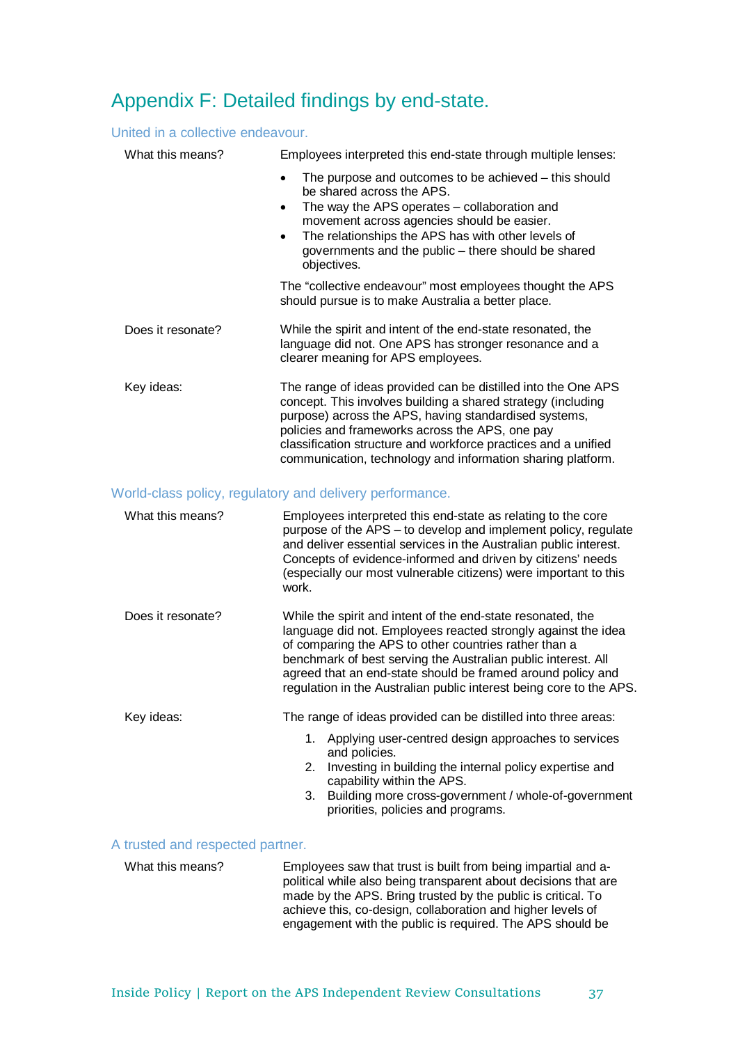# Appendix F: Detailed findings by end-state.

## United in a collective endeavour.

| | |
|---|---|
| What this means? | Employees interpreted this end-state through multiple lenses:<br>• The purpose and outcomes to be achieved – this should be shared across the APS.<br>• The way the APS operates – collaboration and movement across agencies should be easier.<br>• The relationships the APS has with other levels of governments and the public – there should be shared objectives.<br><br>The "collective endeavour" most employees thought the APS should pursue is to make Australia a better place. |
| Does it resonate? | While the spirit and intent of the end-state resonated, the language did not. One APS has stronger resonance and a clearer meaning for APS employees. |
| Key ideas: | The range of ideas provided can be distilled into the One APS concept. This involves building a shared strategy (including purpose) across the APS, having standardised systems, policies and frameworks across the APS, one pay classification structure and workforce practices and a unified communication, technology and information sharing platform. |

## World-class policy, regulatory and delivery performance.

| | |
|---|---|
| What this means? | Employees interpreted this end-state as relating to the core purpose of the APS – to develop and implement policy, regulate and deliver essential services in the Australian public interest. Concepts of evidence-informed and driven by citizens' needs (especially our most vulnerable citizens) were important to this work. |
| Does it resonate? | While the spirit and intent of the end-state resonated, the language did not. Employees reacted strongly against the idea of comparing the APS to other countries rather than a benchmark of best serving the Australian public interest. All agreed that an end-state should be framed around policy and regulation in the Australian public interest being core to the APS. |
| Key ideas: | The range of ideas provided can be distilled into three areas:<br>1. Applying user-centred design approaches to services and policies.<br>2. Investing in building the internal policy expertise and capability within the APS.<br>3. Building more cross-government / whole-of-government priorities, policies and programs. |

## A trusted and respected partner.

| | |
|---|---|
| What this means? | Employees saw that trust is built from being impartial and a-political while also being transparent about decisions that are made by the APS. Bring trusted by the public is critical. To achieve this, co-design, collaboration and higher levels of engagement with the public is required. The APS should be |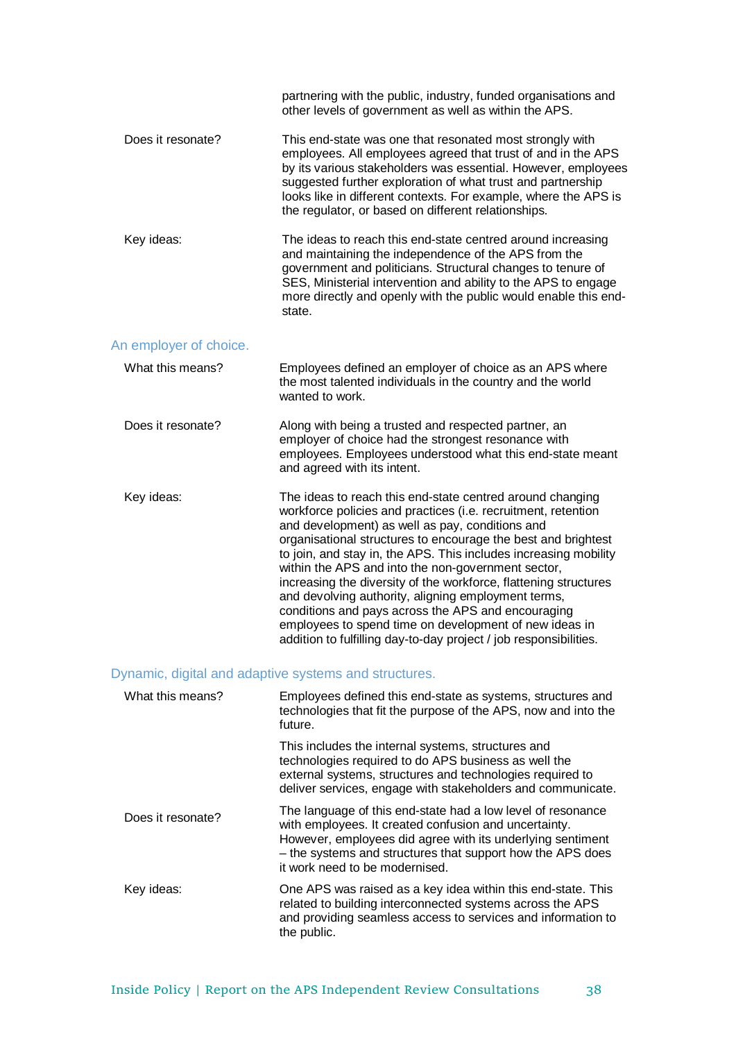| | |
|---|---|
| | partnering with the public, industry, funded organisations and other levels of government as well as within the APS. |
| Does it resonate? | This end-state was one that resonated most strongly with employees. All employees agreed that trust of and in the APS by its various stakeholders was essential. However, employees suggested further exploration of what trust and partnership looks like in different contexts. For example, where the APS is the regulator, or based on different relationships. |
| Key ideas: | The ideas to reach this end-state centred around increasing and maintaining the independence of the APS from the government and politicians. Structural changes to tenure of SES, Ministerial intervention and ability to the APS to engage more directly and openly with the public would enable this end-state. |

### An employer of choice.

| | |
|---|---|
| What this means? | Employees defined an employer of choice as an APS where the most talented individuals in the country and the world wanted to work. |
| Does it resonate? | Along with being a trusted and respected partner, an employer of choice had the strongest resonance with employees. Employees understood what this end-state meant and agreed with its intent. |
| Key ideas: | The ideas to reach this end-state centred around changing workforce policies and practices (i.e. recruitment, retention and development) as well as pay, conditions and organisational structures to encourage the best and brightest to join, and stay in, the APS. This includes increasing mobility within the APS and into the non-government sector, increasing the diversity of the workforce, flattening structures and devolving authority, aligning employment terms, conditions and pays across the APS and encouraging employees to spend time on development of new ideas in addition to fulfilling day-to-day project / job responsibilities. |

### Dynamic, digital and adaptive systems and structures.

| | |
|---|---|
| What this means? | Employees defined this end-state as systems, structures and technologies that fit the purpose of the APS, now and into the future.<br><br>This includes the internal systems, structures and technologies required to do APS business as well the external systems, structures and technologies required to deliver services, engage with stakeholders and communicate. |
| Does it resonate? | The language of this end-state had a low level of resonance with employees. It created confusion and uncertainty. However, employees did agree with its underlying sentiment – the systems and structures that support how the APS does it work need to be modernised. |
| Key ideas: | One APS was raised as a key idea within this end-state. This related to building interconnected systems across the APS and providing seamless access to services and information to the public. |